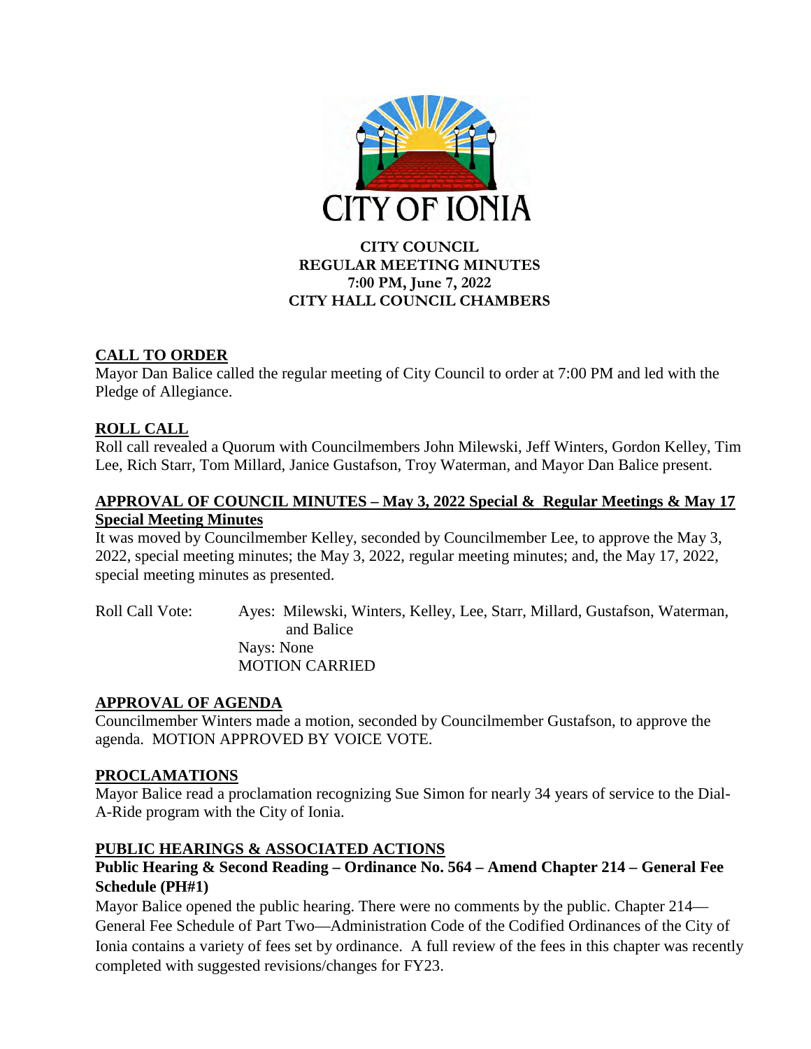CITY OF IONIA

**CITY COUNCIL**
**REGULAR MEETING MINUTES**
**7:00 PM, June 7, 2022**
**CITY HALL COUNCIL CHAMBERS**

## CALL TO ORDER

Mayor Dan Balice called the regular meeting of City Council to order at 7:00 PM and led with the Pledge of Allegiance.

## ROLL CALL

Roll call revealed a Quorum with Councilmembers John Milewski, Jeff Winters, Gordon Kelley, Tim Lee, Rich Starr, Tom Millard, Janice Gustafson, Troy Waterman, and Mayor Dan Balice present.

## APPROVAL OF COUNCIL MINUTES – May 3, 2022 Special & Regular Meetings & May 17 Special Meeting Minutes

It was moved by Councilmember Kelley, seconded by Councilmember Lee, to approve the May 3, 2022, special meeting minutes; the May 3, 2022, regular meeting minutes; and, the May 17, 2022, special meeting minutes as presented.

Roll Call Vote: Ayes: Milewski, Winters, Kelley, Lee, Starr, Millard, Gustafson, Waterman, and Balice
Nays: None
MOTION CARRIED

## APPROVAL OF AGENDA

Councilmember Winters made a motion, seconded by Councilmember Gustafson, to approve the agenda. MOTION APPROVED BY VOICE VOTE.

## PROCLAMATIONS

Mayor Balice read a proclamation recognizing Sue Simon for nearly 34 years of service to the Dial-A-Ride program with the City of Ionia.

## PUBLIC HEARINGS & ASSOCIATED ACTIONS

**Public Hearing & Second Reading – Ordinance No. 564 – Amend Chapter 214 – General Fee Schedule (PH#1)**

Mayor Balice opened the public hearing. There were no comments by the public. Chapter 214—General Fee Schedule of Part Two—Administration Code of the Codified Ordinances of the City of Ionia contains a variety of fees set by ordinance. A full review of the fees in this chapter was recently completed with suggested revisions/changes for FY23.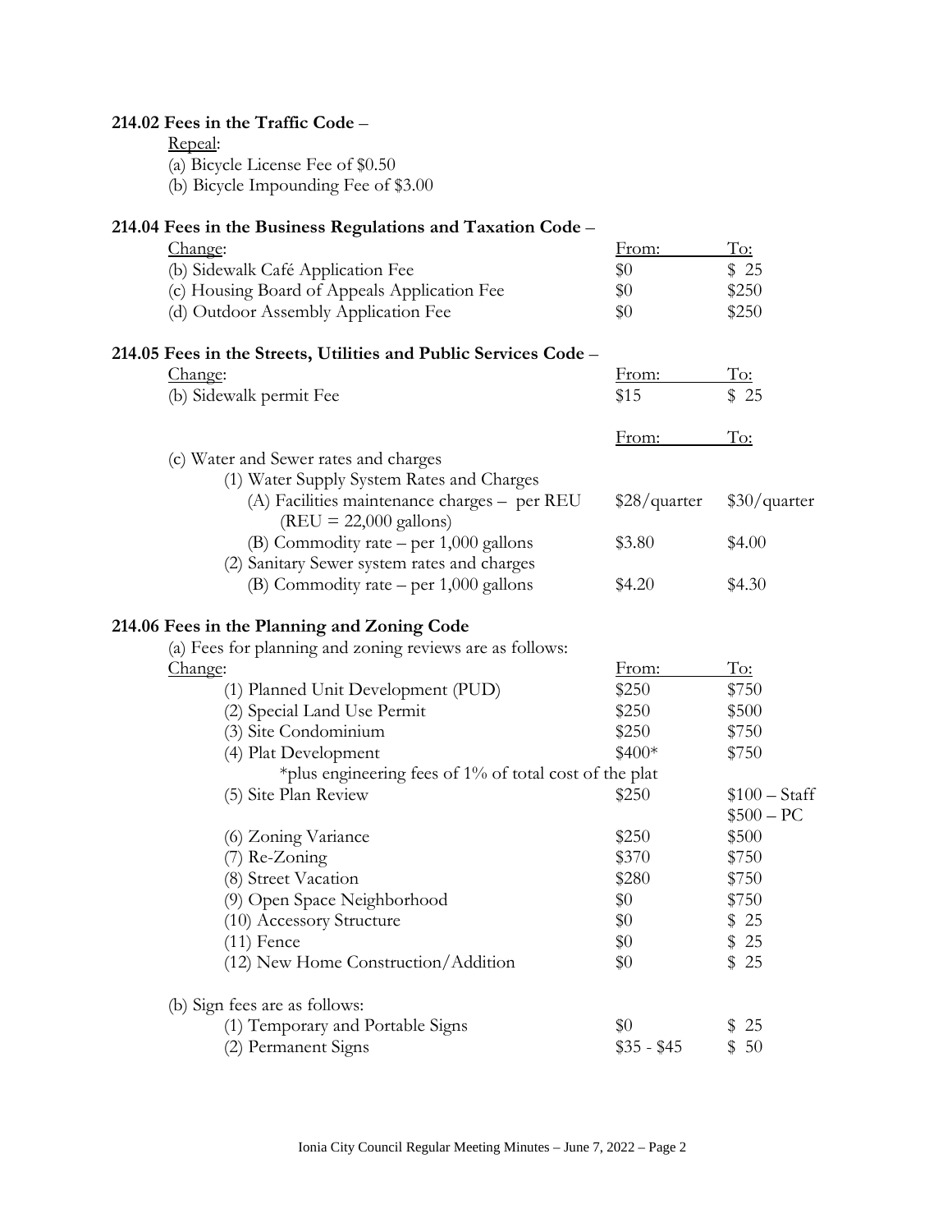**214.02 Fees in the Traffic Code** –

Repeal:

(a) Bicycle License Fee of \$0.50
(b) Bicycle Impounding Fee of \$3.00

**214.04 Fees in the Business Regulations and Taxation Code** –

| Change: | From: | To: |
|---|---|---|
| (b) Sidewalk Café Application Fee | \$0 | \$ 25 |
| (c) Housing Board of Appeals Application Fee | \$0 | \$250 |
| (d) Outdoor Assembly Application Fee | \$0 | \$250 |

**214.05 Fees in the Streets, Utilities and Public Services Code** –

| Change: | From: | To: |
|---|---|---|
| (b) Sidewalk permit Fee | \$15 | \$ 25 |

| | From: | To: |
|---|---|---|
| (c) Water and Sewer rates and charges | | |
| (1) Water Supply System Rates and Charges | | |
| (A) Facilities maintenance charges – per REU (REU = 22,000 gallons) | \$28/quarter | \$30/quarter |
| (B) Commodity rate – per 1,000 gallons | \$3.80 | \$4.00 |
| (2) Sanitary Sewer system rates and charges | | |
| (B) Commodity rate – per 1,000 gallons | \$4.20 | \$4.30 |

**214.06 Fees in the Planning and Zoning Code**

(a) Fees for planning and zoning reviews are as follows:

| Change: | From: | To: |
|---|---|---|
| (1) Planned Unit Development (PUD) | \$250 | \$750 |
| (2) Special Land Use Permit | \$250 | \$500 |
| (3) Site Condominium | \$250 | \$750 |
| (4) Plat Development | \$400* | \$750 |
| *plus engineering fees of 1% of total cost of the plat | | |
| (5) Site Plan Review | \$250 | \$100 – Staff<br>\$500 – PC |
| (6) Zoning Variance | \$250 | \$500 |
| (7) Re-Zoning | \$370 | \$750 |
| (8) Street Vacation | \$280 | \$750 |
| (9) Open Space Neighborhood | \$0 | \$750 |
| (10) Accessory Structure | \$0 | \$ 25 |
| (11) Fence | \$0 | \$ 25 |
| (12) New Home Construction/Addition | \$0 | \$ 25 |

(b) Sign fees are as follows:

| | From: | To: |
|---|---|---|
| (1) Temporary and Portable Signs | \$0 | \$ 25 |
| (2) Permanent Signs | \$35 - \$45 | \$ 50 |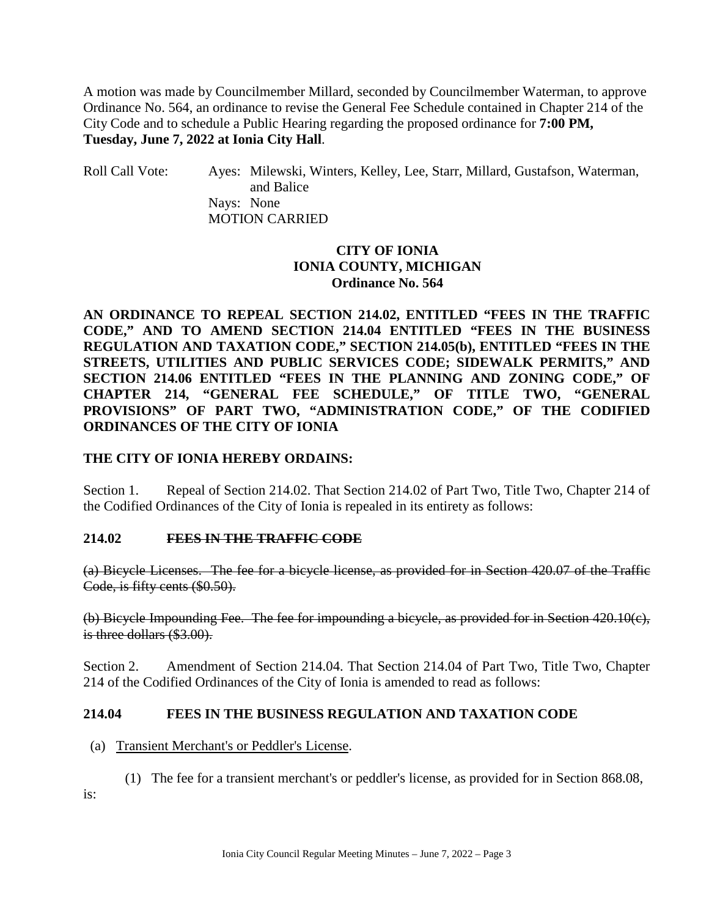A motion was made by Councilmember Millard, seconded by Councilmember Waterman, to approve Ordinance No. 564, an ordinance to revise the General Fee Schedule contained in Chapter 214 of the City Code and to schedule a Public Hearing regarding the proposed ordinance for **7:00 PM, Tuesday, June 7, 2022 at Ionia City Hall**.

Roll Call Vote: Ayes: Milewski, Winters, Kelley, Lee, Starr, Millard, Gustafson, Waterman, and Balice
Nays: None
MOTION CARRIED

**CITY OF IONIA**
**IONIA COUNTY, MICHIGAN**
**Ordinance No. 564**

**AN ORDINANCE TO REPEAL SECTION 214.02, ENTITLED "FEES IN THE TRAFFIC CODE," AND TO AMEND SECTION 214.04 ENTITLED "FEES IN THE BUSINESS REGULATION AND TAXATION CODE," SECTION 214.05(b), ENTITLED "FEES IN THE STREETS, UTILITIES AND PUBLIC SERVICES CODE; SIDEWALK PERMITS," AND SECTION 214.06 ENTITLED "FEES IN THE PLANNING AND ZONING CODE," OF CHAPTER 214, "GENERAL FEE SCHEDULE," OF TITLE TWO, "GENERAL PROVISIONS" OF PART TWO, "ADMINISTRATION CODE," OF THE CODIFIED ORDINANCES OF THE CITY OF IONIA**

**THE CITY OF IONIA HEREBY ORDAINS:**

Section 1. Repeal of Section 214.02. That Section 214.02 of Part Two, Title Two, Chapter 214 of the Codified Ordinances of the City of Ionia is repealed in its entirety as follows:

**214.02 ~~FEES IN THE TRAFFIC CODE~~**

~~(a) Bicycle Licenses. The fee for a bicycle license, as provided for in Section 420.07 of the Traffic Code, is fifty cents ($0.50).~~

~~(b) Bicycle Impounding Fee. The fee for impounding a bicycle, as provided for in Section 420.10(c), is three dollars ($3.00).~~

Section 2. Amendment of Section 214.04. That Section 214.04 of Part Two, Title Two, Chapter 214 of the Codified Ordinances of the City of Ionia is amended to read as follows:

**214.04 FEES IN THE BUSINESS REGULATION AND TAXATION CODE**

(a) Transient Merchant's or Peddler's License.

(1) The fee for a transient merchant's or peddler's license, as provided for in Section 868.08, is: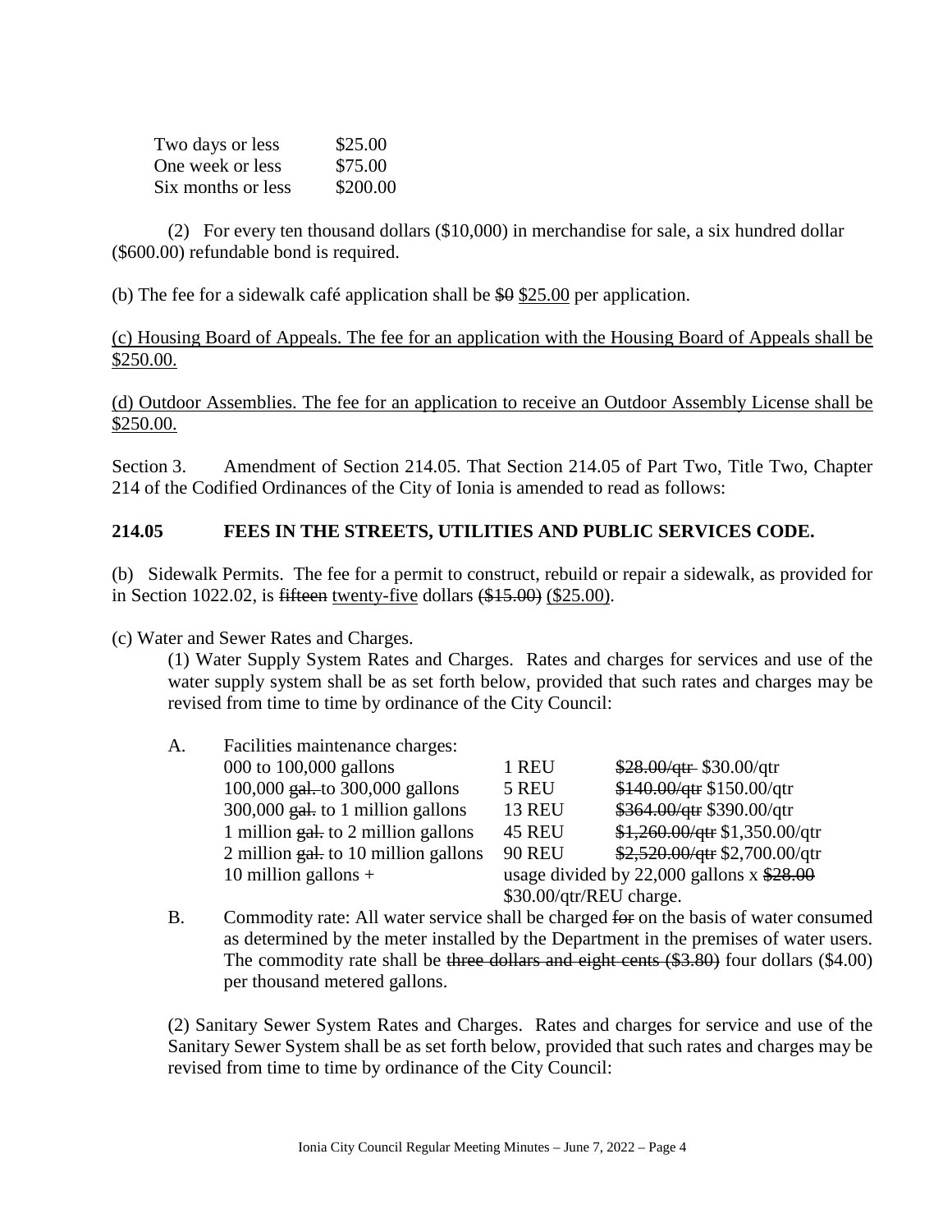| | |
|---|---|
| Two days or less | \$25.00 |
| One week or less | \$75.00 |
| Six months or less | \$200.00 |

(2) For every ten thousand dollars (\$10,000) in merchandise for sale, a six hundred dollar (\$600.00) refundable bond is required.

(b) The fee for a sidewalk café application shall be ~~\$0~~ <u>\$25.00</u> per application.

<u>(c) Housing Board of Appeals. The fee for an application with the Housing Board of Appeals shall be \$250.00.</u>

<u>(d) Outdoor Assemblies. The fee for an application to receive an Outdoor Assembly License shall be \$250.00.</u>

Section 3. Amendment of Section 214.05. That Section 214.05 of Part Two, Title Two, Chapter 214 of the Codified Ordinances of the City of Ionia is amended to read as follows:

**214.05 FEES IN THE STREETS, UTILITIES AND PUBLIC SERVICES CODE.**

(b) Sidewalk Permits. The fee for a permit to construct, rebuild or repair a sidewalk, as provided for in Section 1022.02, is ~~fifteen~~ <u>twenty-five</u> dollars ~~(\$15.00)~~ <u>(\$25.00)</u>.

(c) Water and Sewer Rates and Charges.

(1) Water Supply System Rates and Charges. Rates and charges for services and use of the water supply system shall be as set forth below, provided that such rates and charges may be revised from time to time by ordinance of the City Council:

A. Facilities maintenance charges:

| | | |
|---|---|---|
| 000 to 100,000 gallons | 1 REU | ~~\$28.00/qtr~~ \$30.00/qtr |
| 100,000 ~~gal.~~ to 300,000 gallons | 5 REU | ~~\$140.00/qtr~~ \$150.00/qtr |
| 300,000 ~~gal.~~ to 1 million gallons | 13 REU | ~~\$364.00/qtr~~ \$390.00/qtr |
| 1 million ~~gal.~~ to 2 million gallons | 45 REU | ~~\$1,260.00/qtr~~ \$1,350.00/qtr |
| 2 million ~~gal.~~ to 10 million gallons | 90 REU | ~~\$2,520.00/qtr~~ \$2,700.00/qtr |
| 10 million gallons + | usage divided by 22,000 gallons x ~~\$28.00~~ \$30.00/qtr/REU charge. | |

B. Commodity rate: All water service shall be charged ~~for~~ on the basis of water consumed as determined by the meter installed by the Department in the premises of water users. The commodity rate shall be ~~three dollars and eight cents (\$3.80)~~ four dollars (\$4.00) per thousand metered gallons.

(2) Sanitary Sewer System Rates and Charges. Rates and charges for service and use of the Sanitary Sewer System shall be as set forth below, provided that such rates and charges may be revised from time to time by ordinance of the City Council: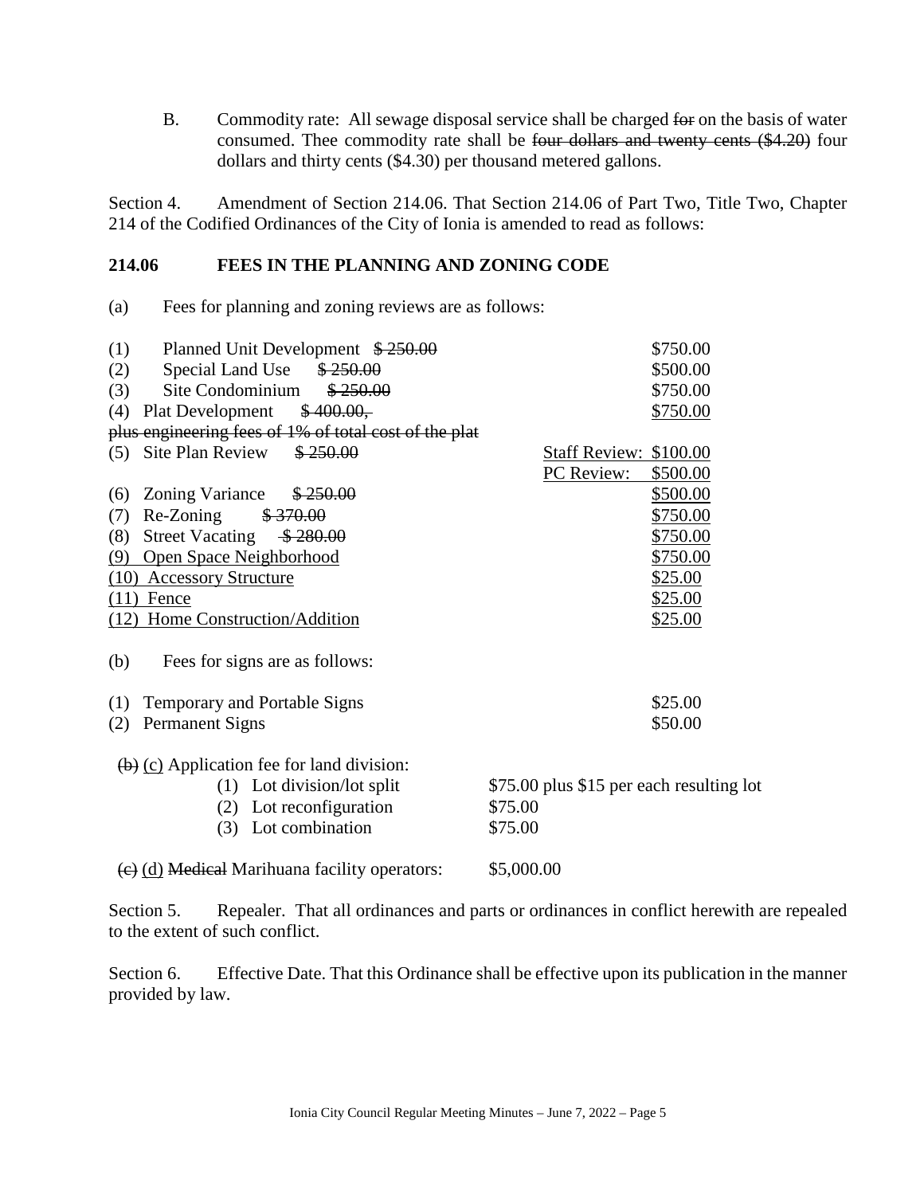B. Commodity rate: All sewage disposal service shall be charged ~~for~~ on the basis of water consumed. Thee commodity rate shall be ~~four dollars and twenty cents ($4.20)~~ four dollars and thirty cents ($4.30) per thousand metered gallons.

Section 4. Amendment of Section 214.06. That Section 214.06 of Part Two, Title Two, Chapter 214 of the Codified Ordinances of the City of Ionia is amended to read as follows:

**214.06 FEES IN THE PLANNING AND ZONING CODE**

(a) Fees for planning and zoning reviews are as follows:

| | | |
|---|---|---|
| (1) Planned Unit Development ~~$ 250.00~~ | | $750.00 |
| (2) Special Land Use ~~$ 250.00~~ | | $500.00 |
| (3) Site Condominium ~~$ 250.00~~ | | $750.00 |
| (4) Plat Development ~~$ 400.00, plus engineering fees of 1% of total cost of the plat~~ | | <u>$750.00</u> |
| (5) Site Plan Review ~~$ 250.00~~ | <u>Staff Review:</u> | <u>$100.00</u> |
| | <u>PC Review:</u> | <u>$500.00</u> |
| (6) Zoning Variance ~~$ 250.00~~ | | <u>$500.00</u> |
| (7) Re-Zoning ~~$ 370.00~~ | | <u>$750.00</u> |
| (8) Street Vacating ~~$ 280.00~~ | | <u>$750.00</u> |
| <u>(9) Open Space Neighborhood</u> | | <u>$750.00</u> |
| <u>(10) Accessory Structure</u> | | <u>$25.00</u> |
| <u>(11) Fence</u> | | <u>$25.00</u> |
| <u>(12) Home Construction/Addition</u> | | <u>$25.00</u> |

(b) Fees for signs are as follows:

| | |
|---|---|
| (1) Temporary and Portable Signs | $25.00 |
| (2) Permanent Signs | $50.00 |

~~(b)~~ <u>(c)</u> Application fee for land division:

| | |
|---|---|
| (1) Lot division/lot split | $75.00 plus $15 per each resulting lot |
| (2) Lot reconfiguration | $75.00 |
| (3) Lot combination | $75.00 |

~~(c)~~ <u>(d)</u> ~~Medical~~ Marihuana facility operators: $5,000.00

Section 5. Repealer. That all ordinances and parts or ordinances in conflict herewith are repealed to the extent of such conflict.

Section 6. Effective Date. That this Ordinance shall be effective upon its publication in the manner provided by law.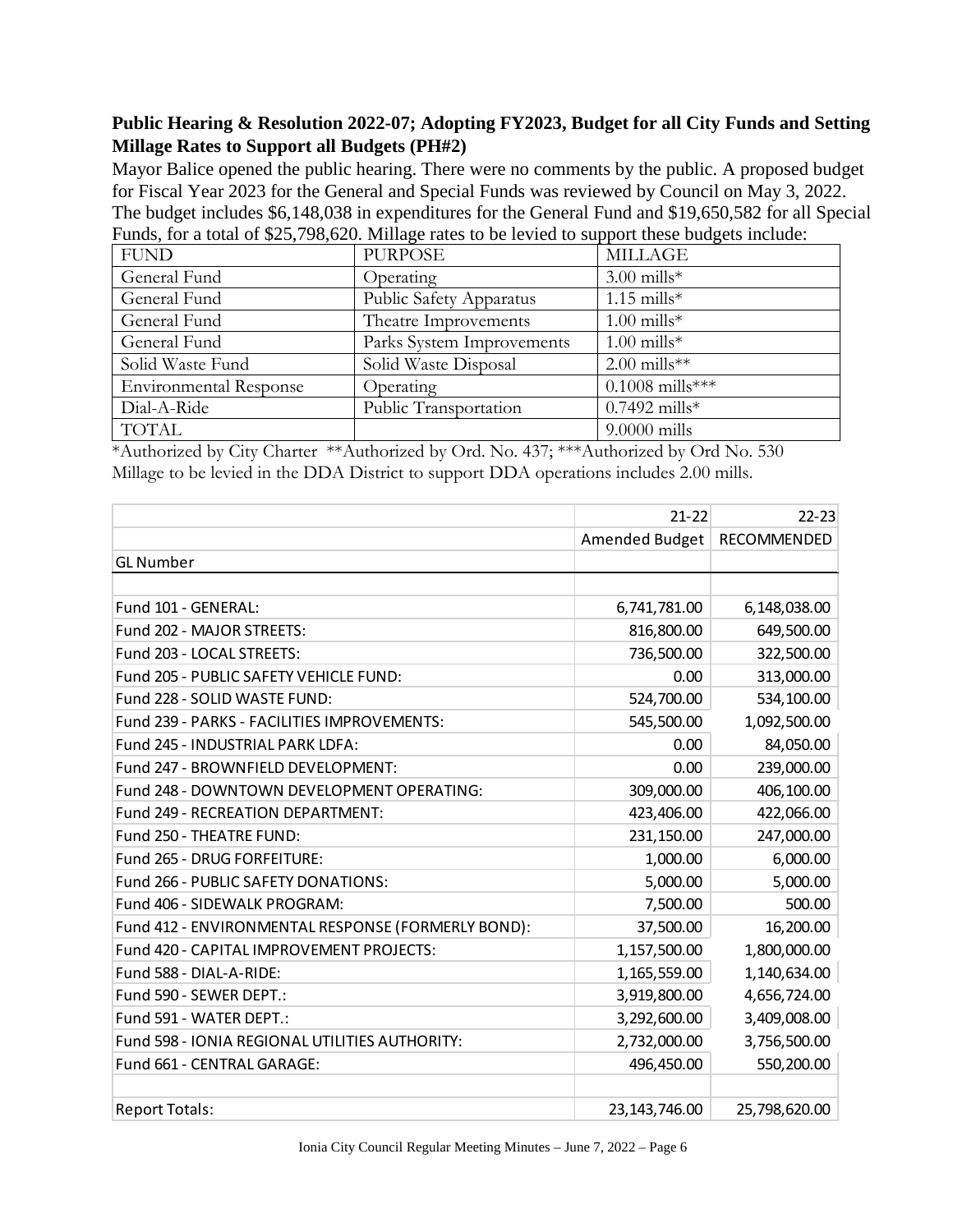**Public Hearing & Resolution 2022-07; Adopting FY2023, Budget for all City Funds and Setting Millage Rates to Support all Budgets (PH#2)**

Mayor Balice opened the public hearing. There were no comments by the public. A proposed budget for Fiscal Year 2023 for the General and Special Funds was reviewed by Council on May 3, 2022. The budget includes $6,148,038 in expenditures for the General Fund and $19,650,582 for all Special Funds, for a total of $25,798,620. Millage rates to be levied to support these budgets include:

| FUND | PURPOSE | MILLAGE |
|---|---|---|
| General Fund | Operating | 3.00 mills* |
| General Fund | Public Safety Apparatus | 1.15 mills* |
| General Fund | Theatre Improvements | 1.00 mills* |
| General Fund | Parks System Improvements | 1.00 mills* |
| Solid Waste Fund | Solid Waste Disposal | 2.00 mills** |
| Environmental Response | Operating | 0.1008 mills*** |
| Dial-A-Ride | Public Transportation | 0.7492 mills* |
| TOTAL | | 9.0000 mills |

*Authorized by City Charter **Authorized by Ord. No. 437; ***Authorized by Ord No. 530

Millage to be levied in the DDA District to support DDA operations includes 2.00 mills.

| | 21-22 | 22-23 |
|---|---|---|
| | Amended Budget | RECOMMENDED |
| GL Number | | |
| | | |
| Fund 101 - GENERAL: | 6,741,781.00 | 6,148,038.00 |
| Fund 202 - MAJOR STREETS: | 816,800.00 | 649,500.00 |
| Fund 203 - LOCAL STREETS: | 736,500.00 | 322,500.00 |
| Fund 205 - PUBLIC SAFETY VEHICLE FUND: | 0.00 | 313,000.00 |
| Fund 228 - SOLID WASTE FUND: | 524,700.00 | 534,100.00 |
| Fund 239 - PARKS - FACILITIES IMPROVEMENTS: | 545,500.00 | 1,092,500.00 |
| Fund 245 - INDUSTRIAL PARK LDFA: | 0.00 | 84,050.00 |
| Fund 247 - BROWNFIELD DEVELOPMENT: | 0.00 | 239,000.00 |
| Fund 248 - DOWNTOWN DEVELOPMENT OPERATING: | 309,000.00 | 406,100.00 |
| Fund 249 - RECREATION DEPARTMENT: | 423,406.00 | 422,066.00 |
| Fund 250 - THEATRE FUND: | 231,150.00 | 247,000.00 |
| Fund 265 - DRUG FORFEITURE: | 1,000.00 | 6,000.00 |
| Fund 266 - PUBLIC SAFETY DONATIONS: | 5,000.00 | 5,000.00 |
| Fund 406 - SIDEWALK PROGRAM: | 7,500.00 | 500.00 |
| Fund 412 - ENVIRONMENTAL RESPONSE (FORMERLY BOND): | 37,500.00 | 16,200.00 |
| Fund 420 - CAPITAL IMPROVEMENT PROJECTS: | 1,157,500.00 | 1,800,000.00 |
| Fund 588 - DIAL-A-RIDE: | 1,165,559.00 | 1,140,634.00 |
| Fund 590 - SEWER DEPT.: | 3,919,800.00 | 4,656,724.00 |
| Fund 591 - WATER DEPT.: | 3,292,600.00 | 3,409,008.00 |
| Fund 598 - IONIA REGIONAL UTILITIES AUTHORITY: | 2,732,000.00 | 3,756,500.00 |
| Fund 661 - CENTRAL GARAGE: | 496,450.00 | 550,200.00 |
| | | |
| Report Totals: | 23,143,746.00 | 25,798,620.00 |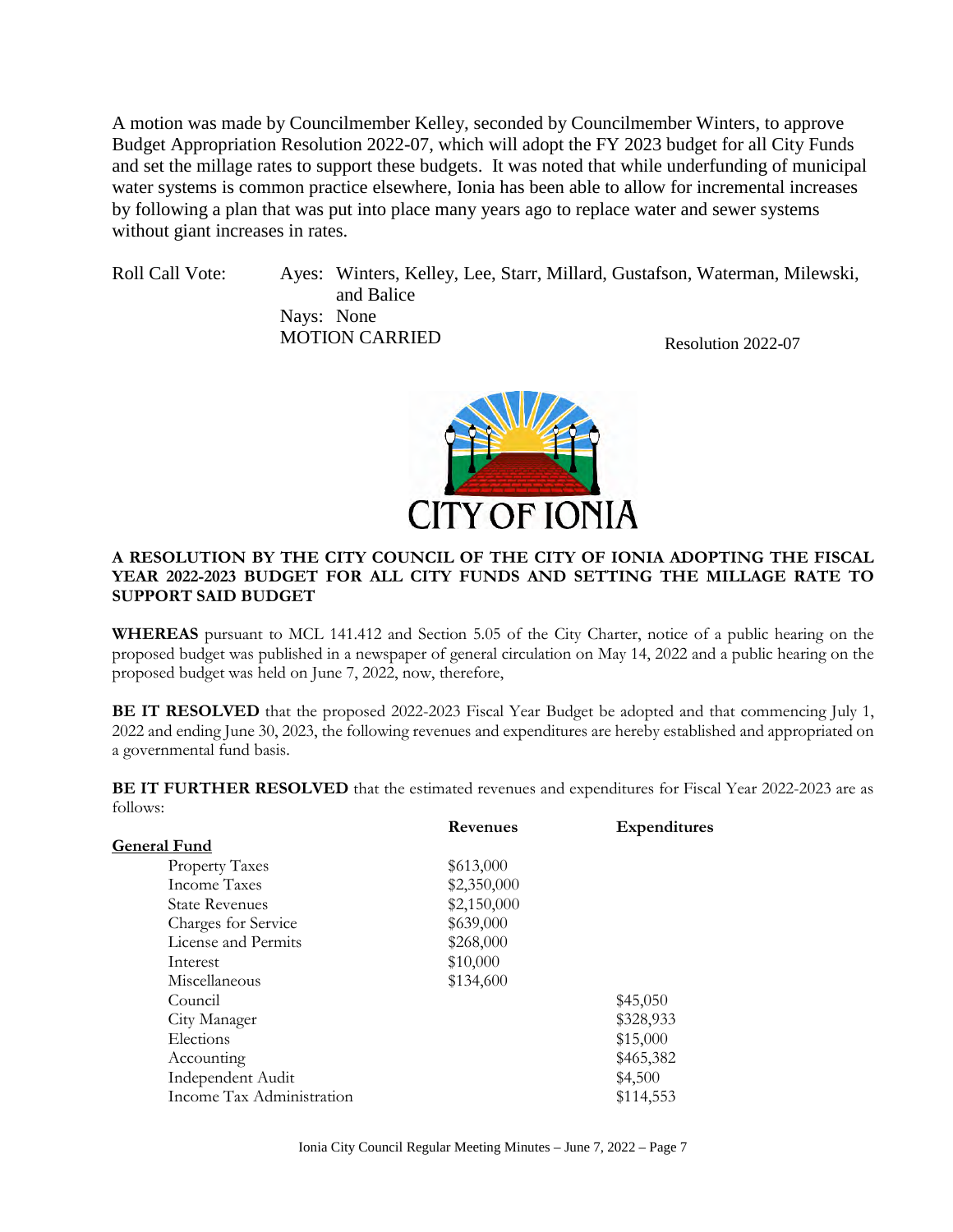A motion was made by Councilmember Kelley, seconded by Councilmember Winters, to approve Budget Appropriation Resolution 2022-07, which will adopt the FY 2023 budget for all City Funds and set the millage rates to support these budgets. It was noted that while underfunding of municipal water systems is common practice elsewhere, Ionia has been able to allow for incremental increases by following a plan that was put into place many years ago to replace water and sewer systems without giant increases in rates.

Roll Call Vote: Ayes: Winters, Kelley, Lee, Starr, Millard, Gustafson, Waterman, Milewski, and Balice
Nays: None
MOTION CARRIED

Resolution 2022-07

CITY OF IONIA

**A RESOLUTION BY THE CITY COUNCIL OF THE CITY OF IONIA ADOPTING THE FISCAL YEAR 2022-2023 BUDGET FOR ALL CITY FUNDS AND SETTING THE MILLAGE RATE TO SUPPORT SAID BUDGET**

**WHEREAS** pursuant to MCL 141.412 and Section 5.05 of the City Charter, notice of a public hearing on the proposed budget was published in a newspaper of general circulation on May 14, 2022 and a public hearing on the proposed budget was held on June 7, 2022, now, therefore,

**BE IT RESOLVED** that the proposed 2022-2023 Fiscal Year Budget be adopted and that commencing July 1, 2022 and ending June 30, 2023, the following revenues and expenditures are hereby established and appropriated on a governmental fund basis.

**BE IT FURTHER RESOLVED** that the estimated revenues and expenditures for Fiscal Year 2022-2023 are as follows:

| | Revenues | Expenditures |
|---|---|---|
| **General Fund** | | |
| Property Taxes | $613,000 | |
| Income Taxes | $2,350,000 | |
| State Revenues | $2,150,000 | |
| Charges for Service | $639,000 | |
| License and Permits | $268,000 | |
| Interest | $10,000 | |
| Miscellaneous | $134,600 | |
| Council | | $45,050 |
| City Manager | | $328,933 |
| Elections | | $15,000 |
| Accounting | | $465,382 |
| Independent Audit | | $4,500 |
| Income Tax Administration | | $114,553 |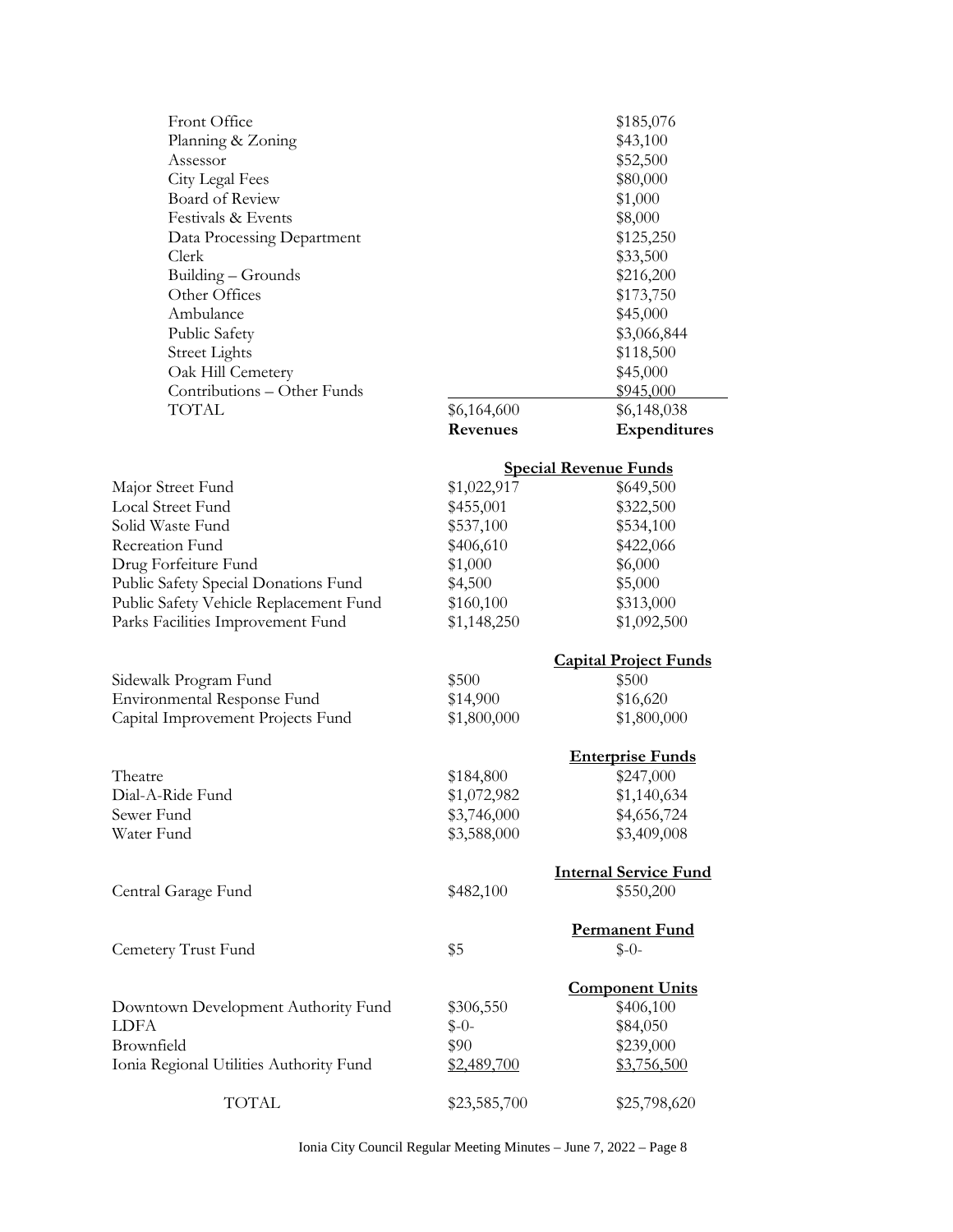| | | |
|---|---|---|
| Front Office | | $185,076 |
| Planning & Zoning | | $43,100 |
| Assessor | | $52,500 |
| City Legal Fees | | $80,000 |
| Board of Review | | $1,000 |
| Festivals & Events | | $8,000 |
| Data Processing Department | | $125,250 |
| Clerk | | $33,500 |
| Building – Grounds | | $216,200 |
| Other Offices | | $173,750 |
| Ambulance | | $45,000 |
| Public Safety | | $3,066,844 |
| Street Lights | | $118,500 |
| Oak Hill Cemetery | | $45,000 |
| Contributions – Other Funds | | $945,000 |
| TOTAL | $6,164,600 | $6,148,038 |
| | **Revenues** | **Expenditures** |

| | | |
|---|---|---|
| | | **Special Revenue Funds** |
| Major Street Fund | $1,022,917 | $649,500 |
| Local Street Fund | $455,001 | $322,500 |
| Solid Waste Fund | $537,100 | $534,100 |
| Recreation Fund | $406,610 | $422,066 |
| Drug Forfeiture Fund | $1,000 | $6,000 |
| Public Safety Special Donations Fund | $4,500 | $5,000 |
| Public Safety Vehicle Replacement Fund | $160,100 | $313,000 |
| Parks Facilities Improvement Fund | $1,148,250 | $1,092,500 |
| | | **Capital Project Funds** |
| Sidewalk Program Fund | $500 | $500 |
| Environmental Response Fund | $14,900 | $16,620 |
| Capital Improvement Projects Fund | $1,800,000 | $1,800,000 |
| | | **Enterprise Funds** |
| Theatre | $184,800 | $247,000 |
| Dial-A-Ride Fund | $1,072,982 | $1,140,634 |
| Sewer Fund | $3,746,000 | $4,656,724 |
| Water Fund | $3,588,000 | $3,409,008 |
| | | **Internal Service Fund** |
| Central Garage Fund | $482,100 | $550,200 |
| | | **Permanent Fund** |
| Cemetery Trust Fund | $5 | $-0- |
| | | **Component Units** |
| Downtown Development Authority Fund | $306,550 | $406,100 |
| LDFA | $-0- | $84,050 |
| Brownfield | $90 | $239,000 |
| Ionia Regional Utilities Authority Fund | $2,489,700 | $3,756,500 |
| TOTAL | $23,585,700 | $25,798,620 |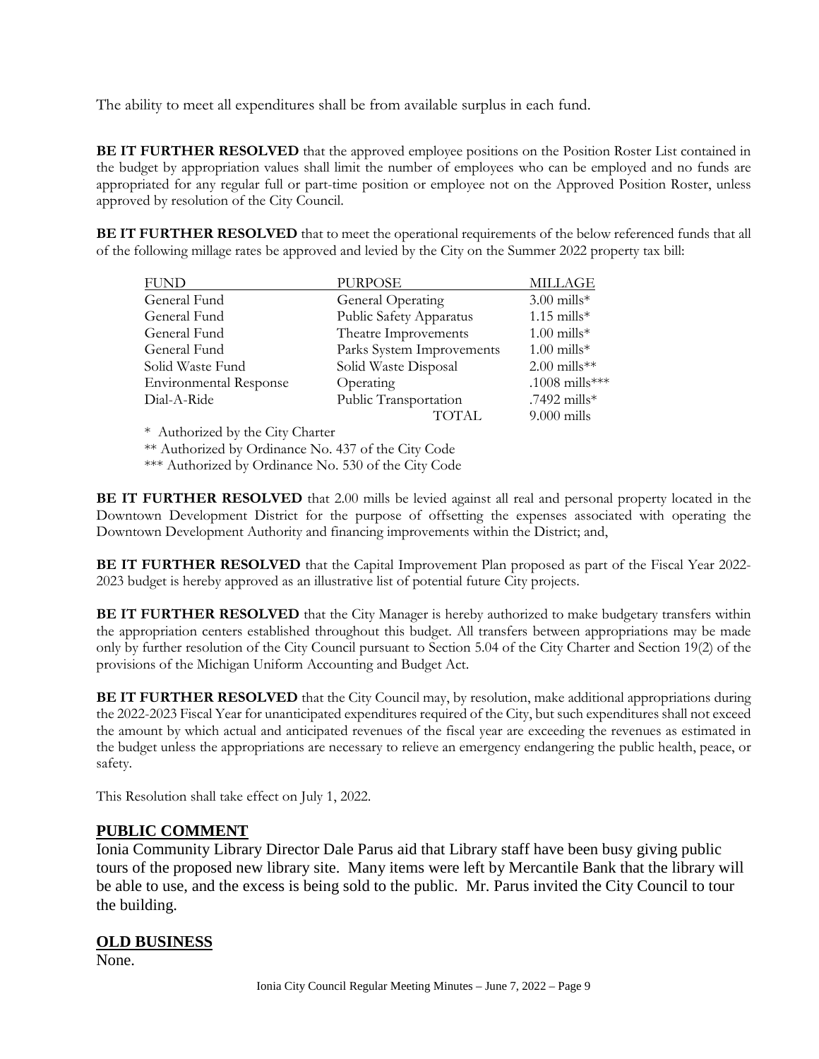The ability to meet all expenditures shall be from available surplus in each fund.

**BE IT FURTHER RESOLVED** that the approved employee positions on the Position Roster List contained in the budget by appropriation values shall limit the number of employees who can be employed and no funds are appropriated for any regular full or part-time position or employee not on the Approved Position Roster, unless approved by resolution of the City Council.

**BE IT FURTHER RESOLVED** that to meet the operational requirements of the below referenced funds that all of the following millage rates be approved and levied by the City on the Summer 2022 property tax bill:

| FUND | PURPOSE | MILLAGE |
|---|---|---|
| General Fund | General Operating | 3.00 mills* |
| General Fund | Public Safety Apparatus | 1.15 mills* |
| General Fund | Theatre Improvements | 1.00 mills* |
| General Fund | Parks System Improvements | 1.00 mills* |
| Solid Waste Fund | Solid Waste Disposal | 2.00 mills** |
| Environmental Response | Operating | .1008 mills*** |
| Dial-A-Ride | Public Transportation | .7492 mills* |
| | TOTAL | 9.000 mills |

\* Authorized by the City Charter

** Authorized by Ordinance No. 437 of the City Code

*** Authorized by Ordinance No. 530 of the City Code

**BE IT FURTHER RESOLVED** that 2.00 mills be levied against all real and personal property located in the Downtown Development District for the purpose of offsetting the expenses associated with operating the Downtown Development Authority and financing improvements within the District; and,

**BE IT FURTHER RESOLVED** that the Capital Improvement Plan proposed as part of the Fiscal Year 2022-2023 budget is hereby approved as an illustrative list of potential future City projects.

**BE IT FURTHER RESOLVED** that the City Manager is hereby authorized to make budgetary transfers within the appropriation centers established throughout this budget. All transfers between appropriations may be made only by further resolution of the City Council pursuant to Section 5.04 of the City Charter and Section 19(2) of the provisions of the Michigan Uniform Accounting and Budget Act.

**BE IT FURTHER RESOLVED** that the City Council may, by resolution, make additional appropriations during the 2022-2023 Fiscal Year for unanticipated expenditures required of the City, but such expenditures shall not exceed the amount by which actual and anticipated revenues of the fiscal year are exceeding the revenues as estimated in the budget unless the appropriations are necessary to relieve an emergency endangering the public health, peace, or safety.

This Resolution shall take effect on July 1, 2022.

## PUBLIC COMMENT

Ionia Community Library Director Dale Parus aid that Library staff have been busy giving public tours of the proposed new library site. Many items were left by Mercantile Bank that the library will be able to use, and the excess is being sold to the public. Mr. Parus invited the City Council to tour the building.

## OLD BUSINESS

None.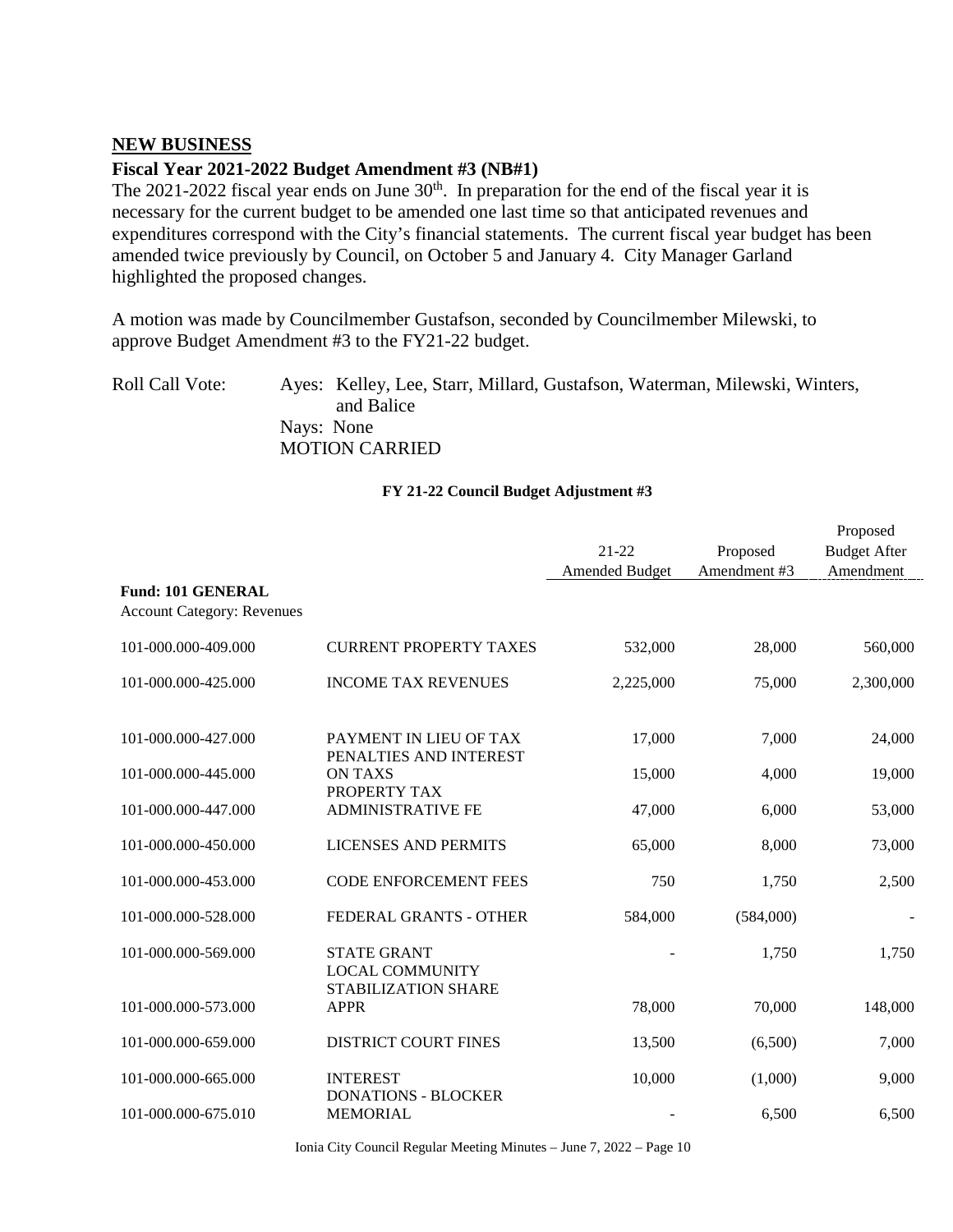## NEW BUSINESS

### Fiscal Year 2021-2022 Budget Amendment #3 (NB#1)

The 2021-2022 fiscal year ends on June 30th. In preparation for the end of the fiscal year it is necessary for the current budget to be amended one last time so that anticipated revenues and expenditures correspond with the City's financial statements. The current fiscal year budget has been amended twice previously by Council, on October 5 and January 4. City Manager Garland highlighted the proposed changes.

A motion was made by Councilmember Gustafson, seconded by Councilmember Milewski, to approve Budget Amendment #3 to the FY21-22 budget.

Roll Call Vote: Ayes: Kelley, Lee, Starr, Millard, Gustafson, Waterman, Milewski, Winters, and Balice
Nays: None
MOTION CARRIED

**FY 21-22 Council Budget Adjustment #3**

| | | 21-22 Amended Budget | Proposed Amendment #3 | Proposed Budget After Amendment |
|---|---|---|---|---|
| **Fund: 101 GENERAL** | | | | |
| Account Category: Revenues | | | | |
| 101-000.000-409.000 | CURRENT PROPERTY TAXES | 532,000 | 28,000 | 560,000 |
| 101-000.000-425.000 | INCOME TAX REVENUES | 2,225,000 | 75,000 | 2,300,000 |
| 101-000.000-427.000 | PAYMENT IN LIEU OF TAX | 17,000 | 7,000 | 24,000 |
| 101-000.000-445.000 | PENALTIES AND INTEREST ON TAXS | 15,000 | 4,000 | 19,000 |
| 101-000.000-447.000 | PROPERTY TAX ADMINISTRATIVE FE | 47,000 | 6,000 | 53,000 |
| 101-000.000-450.000 | LICENSES AND PERMITS | 65,000 | 8,000 | 73,000 |
| 101-000.000-453.000 | CODE ENFORCEMENT FEES | 750 | 1,750 | 2,500 |
| 101-000.000-528.000 | FEDERAL GRANTS - OTHER | 584,000 | (584,000) | - |
| 101-000.000-569.000 | STATE GRANT | - | 1,750 | 1,750 |
| 101-000.000-573.000 | LOCAL COMMUNITY STABILIZATION SHARE APPR | 78,000 | 70,000 | 148,000 |
| 101-000.000-659.000 | DISTRICT COURT FINES | 13,500 | (6,500) | 7,000 |
| 101-000.000-665.000 | INTEREST | 10,000 | (1,000) | 9,000 |
| 101-000.000-675.010 | DONATIONS - BLOCKER MEMORIAL | - | 6,500 | 6,500 |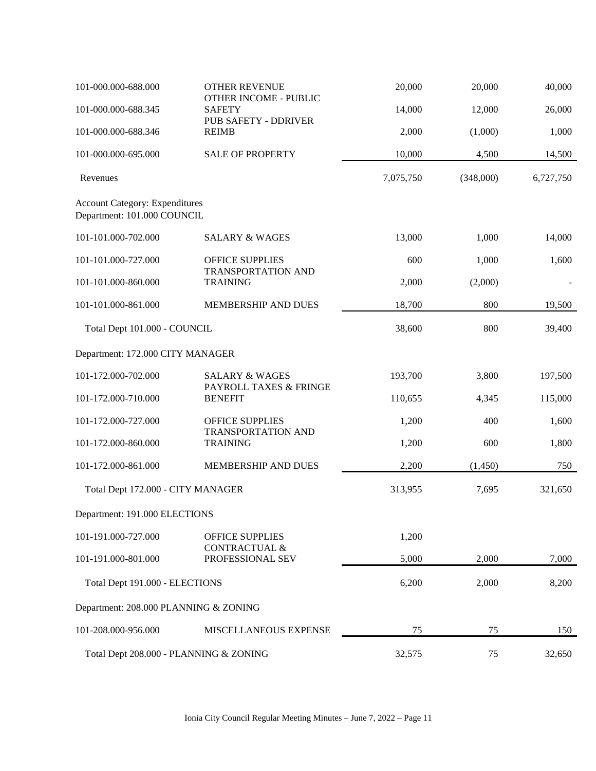| | | | | |
|---|---|---|---|---|
| 101-000.000-688.000 | OTHER REVENUE | 20,000 | 20,000 | 40,000 |
| 101-000.000-688.345 | OTHER INCOME - PUBLIC SAFETY | 14,000 | 12,000 | 26,000 |
| 101-000.000-688.346 | PUB SAFETY - DDRIVER REIMB | 2,000 | (1,000) | 1,000 |
| 101-000.000-695.000 | SALE OF PROPERTY | 10,000 | 4,500 | 14,500 |
| Revenues | | 7,075,750 | (348,000) | 6,727,750 |
| Account Category: Expenditures | | | | |
| Department: 101.000 COUNCIL | | | | |
| 101-101.000-702.000 | SALARY & WAGES | 13,000 | 1,000 | 14,000 |
| 101-101.000-727.000 | OFFICE SUPPLIES | 600 | 1,000 | 1,600 |
| 101-101.000-860.000 | TRANSPORTATION AND TRAINING | 2,000 | (2,000) | - |
| 101-101.000-861.000 | MEMBERSHIP AND DUES | 18,700 | 800 | 19,500 |
| Total Dept 101.000 - COUNCIL | | 38,600 | 800 | 39,400 |
| Department: 172.000 CITY MANAGER | | | | |
| 101-172.000-702.000 | SALARY & WAGES | 193,700 | 3,800 | 197,500 |
| 101-172.000-710.000 | PAYROLL TAXES & FRINGE BENEFIT | 110,655 | 4,345 | 115,000 |
| 101-172.000-727.000 | OFFICE SUPPLIES | 1,200 | 400 | 1,600 |
| 101-172.000-860.000 | TRANSPORTATION AND TRAINING | 1,200 | 600 | 1,800 |
| 101-172.000-861.000 | MEMBERSHIP AND DUES | 2,200 | (1,450) | 750 |
| Total Dept 172.000 - CITY MANAGER | | 313,955 | 7,695 | 321,650 |
| Department: 191.000 ELECTIONS | | | | |
| 101-191.000-727.000 | OFFICE SUPPLIES | 1,200 | | |
| 101-191.000-801.000 | CONTRACTUAL & PROFESSIONAL SEV | 5,000 | 2,000 | 7,000 |
| Total Dept 191.000 - ELECTIONS | | 6,200 | 2,000 | 8,200 |
| Department: 208.000 PLANNING & ZONING | | | | |
| 101-208.000-956.000 | MISCELLANEOUS EXPENSE | 75 | 75 | 150 |
| Total Dept 208.000 - PLANNING & ZONING | | 32,575 | 75 | 32,650 |

Ionia City Council Regular Meeting Minutes – June 7, 2022 – Page 11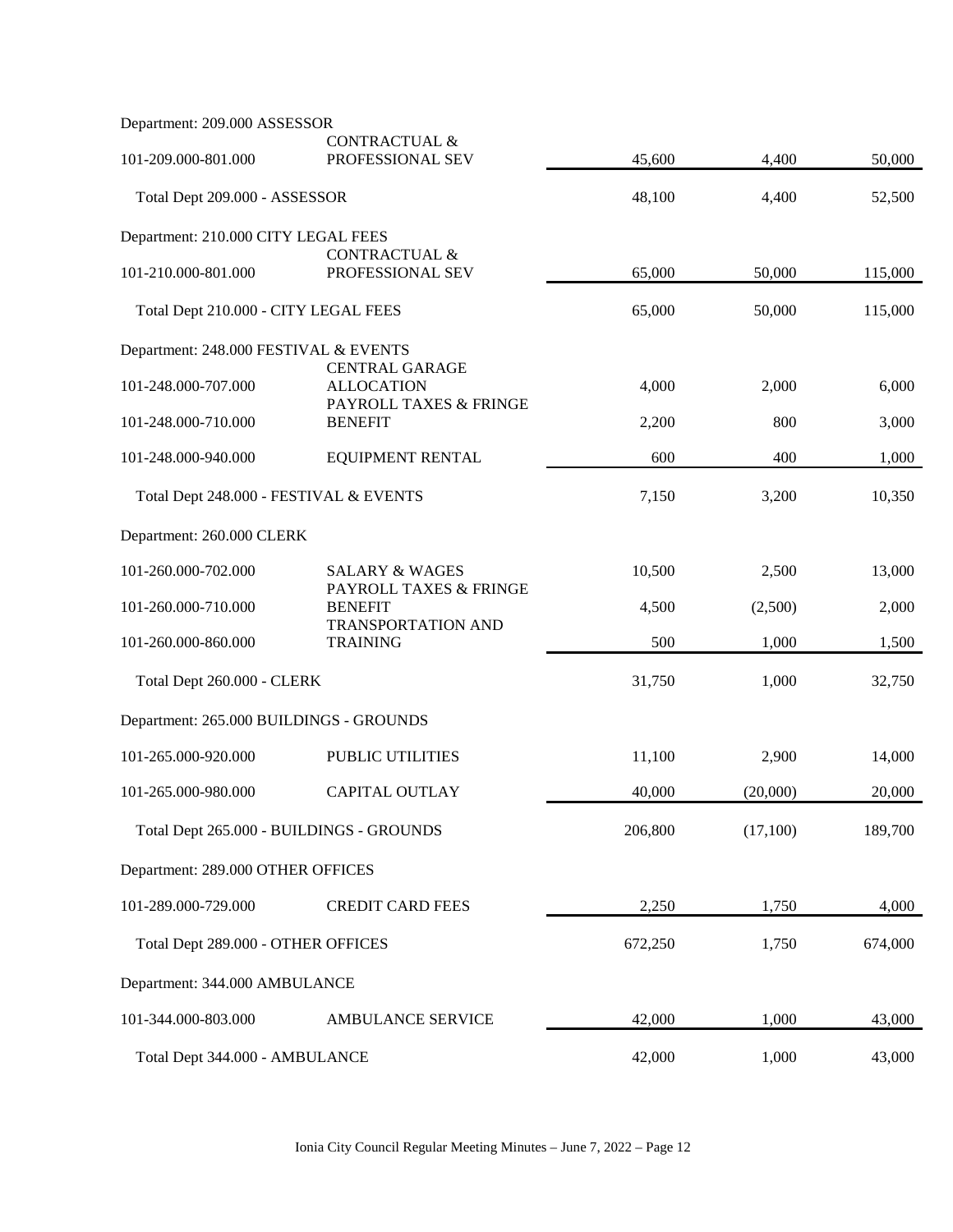| Account | Description | | | |
|---|---|---|---|---|
| Department: 209.000 ASSESSOR | | | | |
| 101-209.000-801.000 | CONTRACTUAL & PROFESSIONAL SEV | 45,600 | 4,400 | 50,000 |
| Total Dept 209.000 - ASSESSOR | | 48,100 | 4,400 | 52,500 |
| Department: 210.000 CITY LEGAL FEES | | | | |
| 101-210.000-801.000 | CONTRACTUAL & PROFESSIONAL SEV | 65,000 | 50,000 | 115,000 |
| Total Dept 210.000 - CITY LEGAL FEES | | 65,000 | 50,000 | 115,000 |
| Department: 248.000 FESTIVAL & EVENTS | | | | |
| 101-248.000-707.000 | CENTRAL GARAGE ALLOCATION | 4,000 | 2,000 | 6,000 |
| 101-248.000-710.000 | PAYROLL TAXES & FRINGE BENEFIT | 2,200 | 800 | 3,000 |
| 101-248.000-940.000 | EQUIPMENT RENTAL | 600 | 400 | 1,000 |
| Total Dept 248.000 - FESTIVAL & EVENTS | | 7,150 | 3,200 | 10,350 |
| Department: 260.000 CLERK | | | | |
| 101-260.000-702.000 | SALARY & WAGES | 10,500 | 2,500 | 13,000 |
| 101-260.000-710.000 | PAYROLL TAXES & FRINGE BENEFIT | 4,500 | (2,500) | 2,000 |
| 101-260.000-860.000 | TRANSPORTATION AND TRAINING | 500 | 1,000 | 1,500 |
| Total Dept 260.000 - CLERK | | 31,750 | 1,000 | 32,750 |
| Department: 265.000 BUILDINGS - GROUNDS | | | | |
| 101-265.000-920.000 | PUBLIC UTILITIES | 11,100 | 2,900 | 14,000 |
| 101-265.000-980.000 | CAPITAL OUTLAY | 40,000 | (20,000) | 20,000 |
| Total Dept 265.000 - BUILDINGS - GROUNDS | | 206,800 | (17,100) | 189,700 |
| Department: 289.000 OTHER OFFICES | | | | |
| 101-289.000-729.000 | CREDIT CARD FEES | 2,250 | 1,750 | 4,000 |
| Total Dept 289.000 - OTHER OFFICES | | 672,250 | 1,750 | 674,000 |
| Department: 344.000 AMBULANCE | | | | |
| 101-344.000-803.000 | AMBULANCE SERVICE | 42,000 | 1,000 | 43,000 |
| Total Dept 344.000 - AMBULANCE | | 42,000 | 1,000 | 43,000 |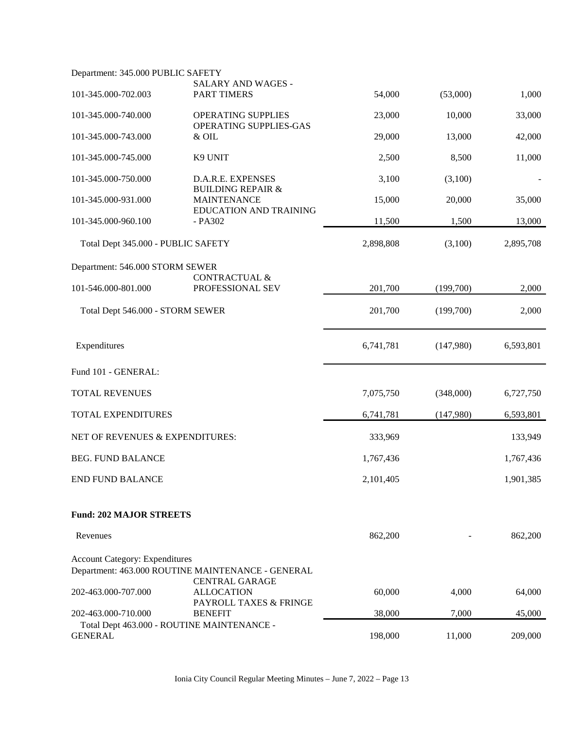| Account | Description | Col 1 | Col 2 | Col 3 |
|---|---|---|---|---|
| Department: 345.000 PUBLIC SAFETY | | | | |
| 101-345.000-702.003 | SALARY AND WAGES - PART TIMERS | 54,000 | (53,000) | 1,000 |
| 101-345.000-740.000 | OPERATING SUPPLIES | 23,000 | 10,000 | 33,000 |
| 101-345.000-743.000 | OPERATING SUPPLIES-GAS & OIL | 29,000 | 13,000 | 42,000 |
| 101-345.000-745.000 | K9 UNIT | 2,500 | 8,500 | 11,000 |
| 101-345.000-750.000 | D.A.R.E. EXPENSES | 3,100 | (3,100) | - |
| 101-345.000-931.000 | BUILDING REPAIR & MAINTENANCE | 15,000 | 20,000 | 35,000 |
| 101-345.000-960.100 | EDUCATION AND TRAINING - PA302 | 11,500 | 1,500 | 13,000 |
| Total Dept 345.000 - PUBLIC SAFETY | | 2,898,808 | (3,100) | 2,895,708 |
| Department: 546.000 STORM SEWER | | | | |
| 101-546.000-801.000 | CONTRACTUAL & PROFESSIONAL SEV | 201,700 | (199,700) | 2,000 |
| Total Dept 546.000 - STORM SEWER | | 201,700 | (199,700) | 2,000 |
| Expenditures | | 6,741,781 | (147,980) | 6,593,801 |
| Fund 101 - GENERAL: | | | | |
| TOTAL REVENUES | | 7,075,750 | (348,000) | 6,727,750 |
| TOTAL EXPENDITURES | | 6,741,781 | (147,980) | 6,593,801 |
| NET OF REVENUES & EXPENDITURES: | | 333,969 | | 133,949 |
| BEG. FUND BALANCE | | 1,767,436 | | 1,767,436 |
| END FUND BALANCE | | 2,101,405 | | 1,901,385 |

**Fund: 202 MAJOR STREETS**

| Account | Description | Col 1 | Col 2 | Col 3 |
|---|---|---|---|---|
| Revenues | | 862,200 | - | 862,200 |
| Account Category: Expenditures | | | | |
| Department: 463.000 ROUTINE MAINTENANCE - GENERAL | | | | |
| 202-463.000-707.000 | CENTRAL GARAGE ALLOCATION | 60,000 | 4,000 | 64,000 |
| 202-463.000-710.000 | PAYROLL TAXES & FRINGE BENEFIT | 38,000 | 7,000 | 45,000 |
| Total Dept 463.000 - ROUTINE MAINTENANCE - GENERAL | | 198,000 | 11,000 | 209,000 |

Ionia City Council Regular Meeting Minutes – June 7, 2022 – Page 13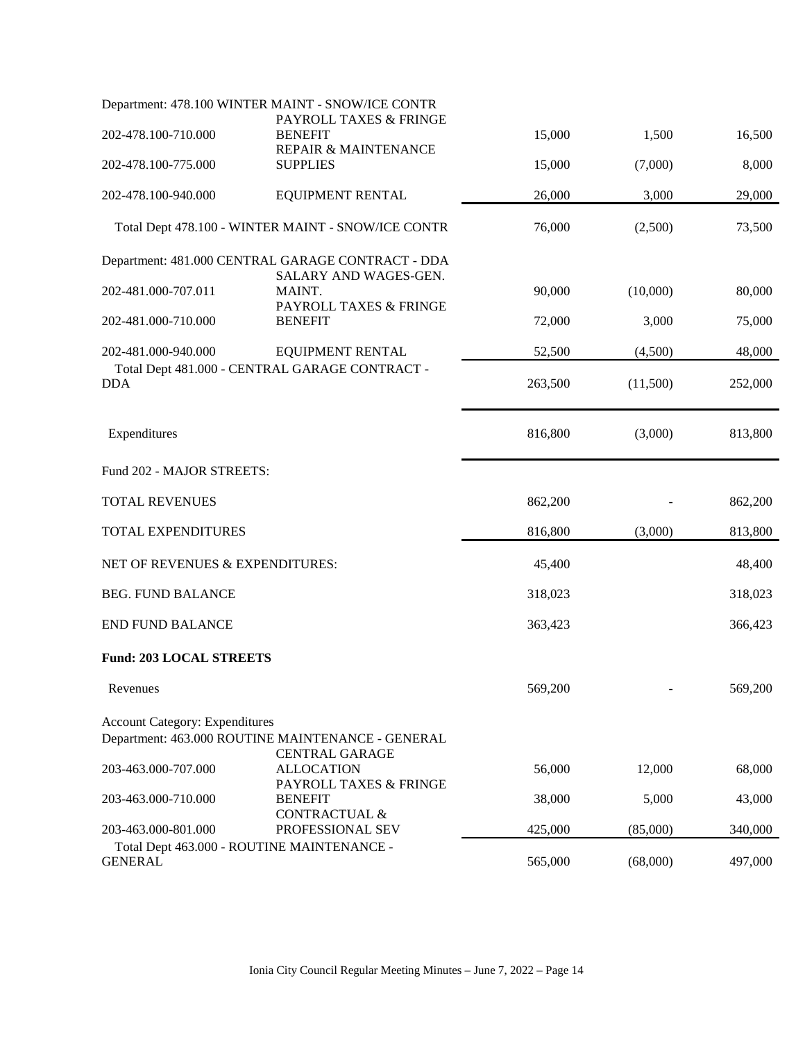| | | | | |
|---|---|---|---|---|
| Department: 478.100 WINTER MAINT - SNOW/ICE CONTR | | | | |
| 202-478.100-710.000 | PAYROLL TAXES & FRINGE BENEFIT | 15,000 | 1,500 | 16,500 |
| 202-478.100-775.000 | REPAIR & MAINTENANCE SUPPLIES | 15,000 | (7,000) | 8,000 |
| 202-478.100-940.000 | EQUIPMENT RENTAL | 26,000 | 3,000 | 29,000 |
| Total Dept 478.100 - WINTER MAINT - SNOW/ICE CONTR | | 76,000 | (2,500) | 73,500 |
| Department: 481.000 CENTRAL GARAGE CONTRACT - DDA | | | | |
| 202-481.000-707.011 | SALARY AND WAGES-GEN. MAINT. | 90,000 | (10,000) | 80,000 |
| 202-481.000-710.000 | PAYROLL TAXES & FRINGE BENEFIT | 72,000 | 3,000 | 75,000 |
| 202-481.000-940.000 | EQUIPMENT RENTAL | 52,500 | (4,500) | 48,000 |
| Total Dept 481.000 - CENTRAL GARAGE CONTRACT - DDA | | 263,500 | (11,500) | 252,000 |
| Expenditures | | 816,800 | (3,000) | 813,800 |
| Fund 202 - MAJOR STREETS: | | | | |
| TOTAL REVENUES | | 862,200 | - | 862,200 |
| TOTAL EXPENDITURES | | 816,800 | (3,000) | 813,800 |
| NET OF REVENUES & EXPENDITURES: | | 45,400 | | 48,400 |
| BEG. FUND BALANCE | | 318,023 | | 318,023 |
| END FUND BALANCE | | 363,423 | | 366,423 |
| **Fund: 203 LOCAL STREETS** | | | | |
| Revenues | | 569,200 | - | 569,200 |
| Account Category: Expenditures | | | | |
| Department: 463.000 ROUTINE MAINTENANCE - GENERAL | | | | |
| 203-463.000-707.000 | CENTRAL GARAGE ALLOCATION | 56,000 | 12,000 | 68,000 |
| 203-463.000-710.000 | PAYROLL TAXES & FRINGE BENEFIT | 38,000 | 5,000 | 43,000 |
| 203-463.000-801.000 | CONTRACTUAL & PROFESSIONAL SEV | 425,000 | (85,000) | 340,000 |
| Total Dept 463.000 - ROUTINE MAINTENANCE - GENERAL | | 565,000 | (68,000) | 497,000 |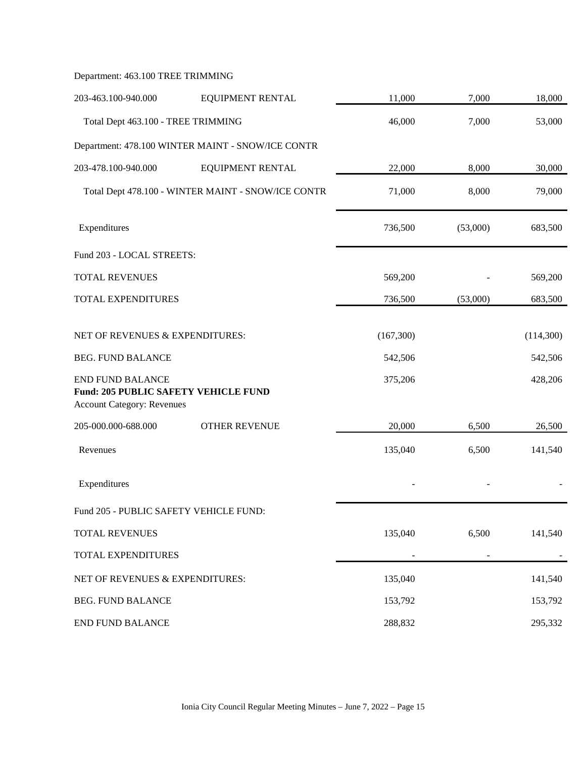Department: 463.100 TREE TRIMMING

| | | | | |
|---|---|---|---|---|
| 203-463.100-940.000 | EQUIPMENT RENTAL | 11,000 | 7,000 | 18,000 |
| Total Dept 463.100 - TREE TRIMMING | | 46,000 | 7,000 | 53,000 |
| Department: 478.100 WINTER MAINT - SNOW/ICE CONTR | | | | |
| 203-478.100-940.000 | EQUIPMENT RENTAL | 22,000 | 8,000 | 30,000 |
| Total Dept 478.100 - WINTER MAINT - SNOW/ICE CONTR | | 71,000 | 8,000 | 79,000 |
| Expenditures | | 736,500 | (53,000) | 683,500 |
| Fund 203 - LOCAL STREETS: | | | | |
| TOTAL REVENUES | | 569,200 | - | 569,200 |
| TOTAL EXPENDITURES | | 736,500 | (53,000) | 683,500 |
| NET OF REVENUES & EXPENDITURES: | | (167,300) | | (114,300) |
| BEG. FUND BALANCE | | 542,506 | | 542,506 |
| END FUND BALANCE | | 375,206 | | 428,206 |

**Fund: 205 PUBLIC SAFETY VEHICLE FUND**

Account Category: Revenues

| | | | | |
|---|---|---|---|---|
| 205-000.000-688.000 | OTHER REVENUE | 20,000 | 6,500 | 26,500 |
| Revenues | | 135,040 | 6,500 | 141,540 |
| Expenditures | | - | - | - |
| Fund 205 - PUBLIC SAFETY VEHICLE FUND: | | | | |
| TOTAL REVENUES | | 135,040 | 6,500 | 141,540 |
| TOTAL EXPENDITURES | | - | - | - |
| NET OF REVENUES & EXPENDITURES: | | 135,040 | | 141,540 |
| BEG. FUND BALANCE | | 153,792 | | 153,792 |
| END FUND BALANCE | | 288,832 | | 295,332 |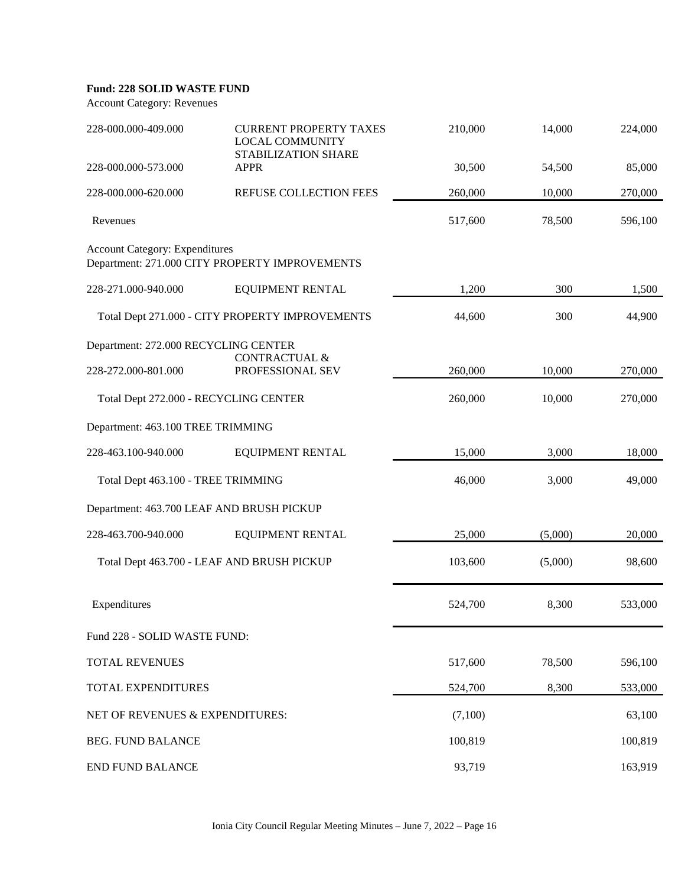**Fund: 228 SOLID WASTE FUND**

Account Category: Revenues

| Account | Description | | | |
|---|---|---|---|---|
| 228-000.000-409.000 | CURRENT PROPERTY TAXES | 210,000 | 14,000 | 224,000 |
| 228-000.000-573.000 | LOCAL COMMUNITY STABILIZATION SHARE APPR | 30,500 | 54,500 | 85,000 |
| 228-000.000-620.000 | REFUSE COLLECTION FEES | 260,000 | 10,000 | 270,000 |
| Revenues | | 517,600 | 78,500 | 596,100 |
| **Account Category: Expenditures** | | | | |
| Department: 271.000 CITY PROPERTY IMPROVEMENTS | | | | |
| 228-271.000-940.000 | EQUIPMENT RENTAL | 1,200 | 300 | 1,500 |
| Total Dept 271.000 - CITY PROPERTY IMPROVEMENTS | | 44,600 | 300 | 44,900 |
| Department: 272.000 RECYCLING CENTER | | | | |
| 228-272.000-801.000 | CONTRACTUAL & PROFESSIONAL SEV | 260,000 | 10,000 | 270,000 |
| Total Dept 272.000 - RECYCLING CENTER | | 260,000 | 10,000 | 270,000 |
| Department: 463.100 TREE TRIMMING | | | | |
| 228-463.100-940.000 | EQUIPMENT RENTAL | 15,000 | 3,000 | 18,000 |
| Total Dept 463.100 - TREE TRIMMING | | 46,000 | 3,000 | 49,000 |
| Department: 463.700 LEAF AND BRUSH PICKUP | | | | |
| 228-463.700-940.000 | EQUIPMENT RENTAL | 25,000 | (5,000) | 20,000 |
| Total Dept 463.700 - LEAF AND BRUSH PICKUP | | 103,600 | (5,000) | 98,600 |
| Expenditures | | 524,700 | 8,300 | 533,000 |
| Fund 228 - SOLID WASTE FUND: | | | | |
| TOTAL REVENUES | | 517,600 | 78,500 | 596,100 |
| TOTAL EXPENDITURES | | 524,700 | 8,300 | 533,000 |
| NET OF REVENUES & EXPENDITURES: | | (7,100) | | 63,100 |
| BEG. FUND BALANCE | | 100,819 | | 100,819 |
| END FUND BALANCE | | 93,719 | | 163,919 |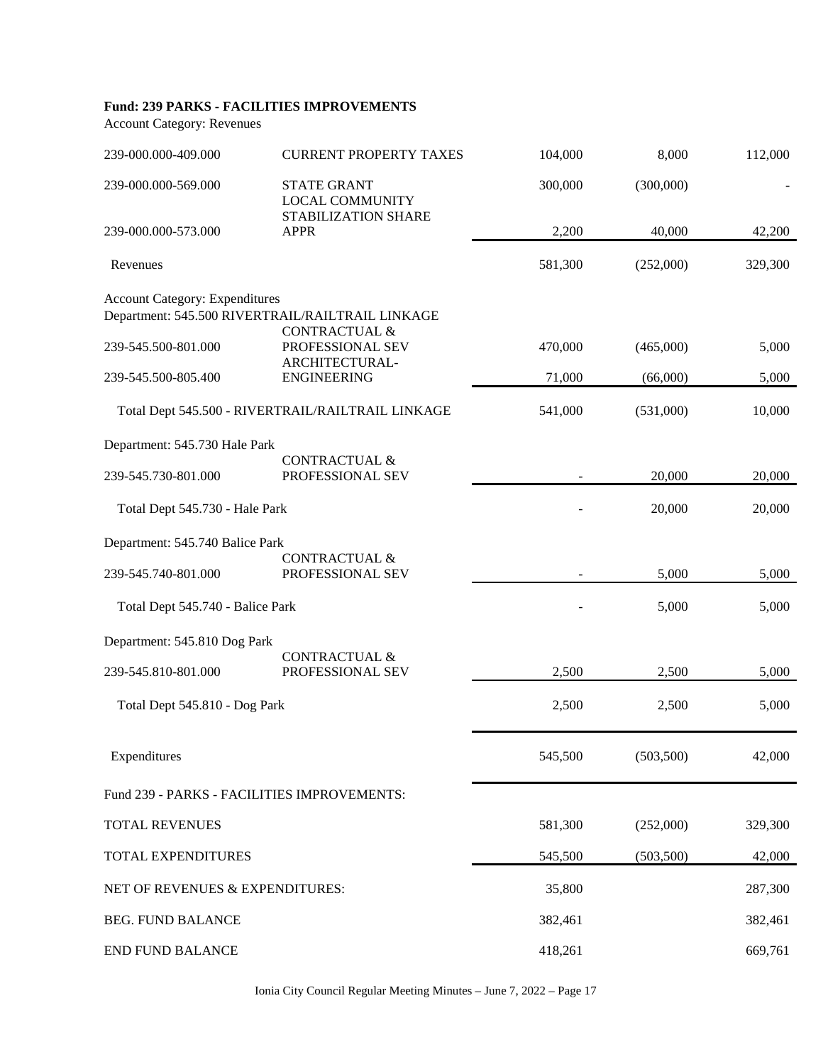**Fund: 239 PARKS - FACILITIES IMPROVEMENTS**

Account Category: Revenues

| Account | Description | | | |
|---|---|---|---|---|
| 239-000.000-409.000 | CURRENT PROPERTY TAXES | 104,000 | 8,000 | 112,000 |
| 239-000.000-569.000 | STATE GRANT | 300,000 | (300,000) | - |
| 239-000.000-573.000 | LOCAL COMMUNITY STABILIZATION SHARE APPR | 2,200 | 40,000 | 42,200 |
| Revenues | | 581,300 | (252,000) | 329,300 |
| **Account Category: Expenditures** | | | | |
| Department: 545.500 RIVERTRAIL/RAILTRAIL LINKAGE | | | | |
| 239-545.500-801.000 | CONTRACTUAL & PROFESSIONAL SEV | 470,000 | (465,000) | 5,000 |
| 239-545.500-805.400 | ARCHITECTURAL-ENGINEERING | 71,000 | (66,000) | 5,000 |
| Total Dept 545.500 - RIVERTRAIL/RAILTRAIL LINKAGE | | 541,000 | (531,000) | 10,000 |
| Department: 545.730 Hale Park | | | | |
| 239-545.730-801.000 | CONTRACTUAL & PROFESSIONAL SEV | - | 20,000 | 20,000 |
| Total Dept 545.730 - Hale Park | | - | 20,000 | 20,000 |
| Department: 545.740 Balice Park | | | | |
| 239-545.740-801.000 | CONTRACTUAL & PROFESSIONAL SEV | - | 5,000 | 5,000 |
| Total Dept 545.740 - Balice Park | | - | 5,000 | 5,000 |
| Department: 545.810 Dog Park | | | | |
| 239-545.810-801.000 | CONTRACTUAL & PROFESSIONAL SEV | 2,500 | 2,500 | 5,000 |
| Total Dept 545.810 - Dog Park | | 2,500 | 2,500 | 5,000 |
| Expenditures | | 545,500 | (503,500) | 42,000 |
| Fund 239 - PARKS - FACILITIES IMPROVEMENTS: | | | | |
| TOTAL REVENUES | | 581,300 | (252,000) | 329,300 |
| TOTAL EXPENDITURES | | 545,500 | (503,500) | 42,000 |
| NET OF REVENUES & EXPENDITURES: | | 35,800 | | 287,300 |
| BEG. FUND BALANCE | | 382,461 | | 382,461 |
| END FUND BALANCE | | 418,261 | | 669,761 |

Ionia City Council Regular Meeting Minutes – June 7, 2022 – Page 17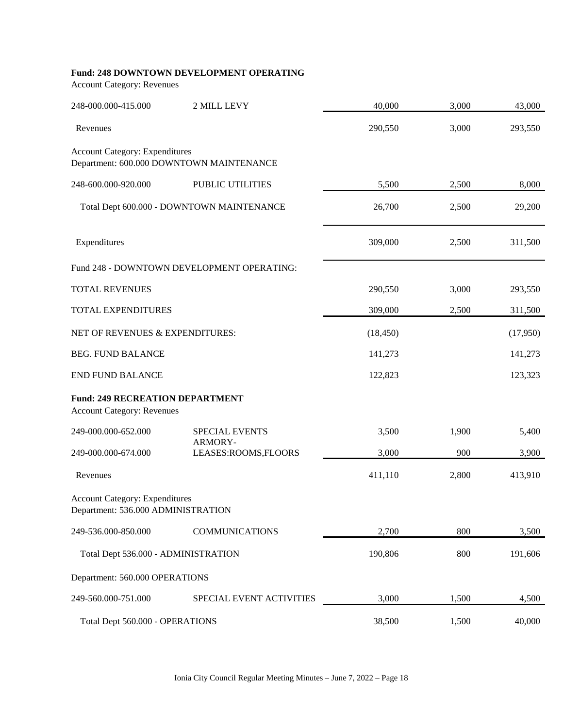**Fund: 248 DOWNTOWN DEVELOPMENT OPERATING**

Account Category: Revenues

| | | | | |
|---|---|---|---|---|
| 248-000.000-415.000 | 2 MILL LEVY | 40,000 | 3,000 | 43,000 |
| Revenues | | 290,550 | 3,000 | 293,550 |

Account Category: Expenditures
Department: 600.000 DOWNTOWN MAINTENANCE

| | | | | |
|---|---|---|---|---|
| 248-600.000-920.000 | PUBLIC UTILITIES | 5,500 | 2,500 | 8,000 |
| Total Dept 600.000 - DOWNTOWN MAINTENANCE | | 26,700 | 2,500 | 29,200 |
| Expenditures | | 309,000 | 2,500 | 311,500 |

Fund 248 - DOWNTOWN DEVELOPMENT OPERATING:

| | | | |
|---|---|---|---|
| TOTAL REVENUES | 290,550 | 3,000 | 293,550 |
| TOTAL EXPENDITURES | 309,000 | 2,500 | 311,500 |
| NET OF REVENUES & EXPENDITURES: | (18,450) | | (17,950) |
| BEG. FUND BALANCE | 141,273 | | 141,273 |
| END FUND BALANCE | 122,823 | | 123,323 |

**Fund: 249 RECREATION DEPARTMENT**

Account Category: Revenues

| | | | | |
|---|---|---|---|---|
| 249-000.000-652.000 | SPECIAL EVENTS | 3,500 | 1,900 | 5,400 |
| 249-000.000-674.000 | ARMORY-LEASES:ROOMS,FLOORS | 3,000 | 900 | 3,900 |
| Revenues | | 411,110 | 2,800 | 413,910 |

Account Category: Expenditures
Department: 536.000 ADMINISTRATION

| | | | | |
|---|---|---|---|---|
| 249-536.000-850.000 | COMMUNICATIONS | 2,700 | 800 | 3,500 |
| Total Dept 536.000 - ADMINISTRATION | | 190,806 | 800 | 191,606 |

Department: 560.000 OPERATIONS

| | | | | |
|---|---|---|---|---|
| 249-560.000-751.000 | SPECIAL EVENT ACTIVITIES | 3,000 | 1,500 | 4,500 |
| Total Dept 560.000 - OPERATIONS | | 38,500 | 1,500 | 40,000 |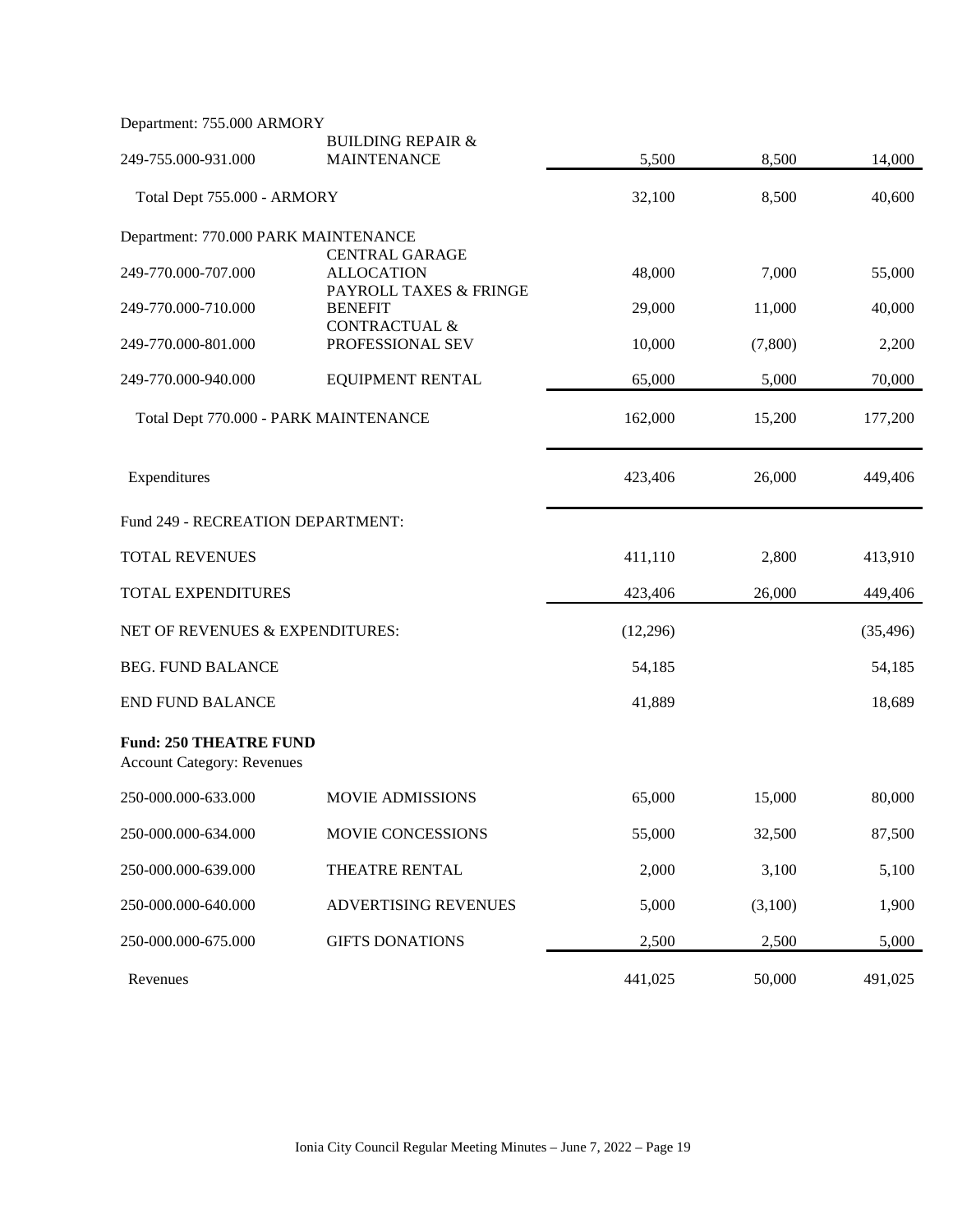| Account | Description | | | |
|---|---|---|---|---|
| **Department: 755.000 ARMORY** | | | | |
| 249-755.000-931.000 | BUILDING REPAIR & MAINTENANCE | 5,500 | 8,500 | 14,000 |
| Total Dept 755.000 - ARMORY | | 32,100 | 8,500 | 40,600 |
| **Department: 770.000 PARK MAINTENANCE** | | | | |
| 249-770.000-707.000 | CENTRAL GARAGE ALLOCATION | 48,000 | 7,000 | 55,000 |
| 249-770.000-710.000 | PAYROLL TAXES & FRINGE BENEFIT | 29,000 | 11,000 | 40,000 |
| 249-770.000-801.000 | CONTRACTUAL & PROFESSIONAL SEV | 10,000 | (7,800) | 2,200 |
| 249-770.000-940.000 | EQUIPMENT RENTAL | 65,000 | 5,000 | 70,000 |
| Total Dept 770.000 - PARK MAINTENANCE | | 162,000 | 15,200 | 177,200 |
| Expenditures | | 423,406 | 26,000 | 449,406 |
| Fund 249 - RECREATION DEPARTMENT: | | | | |
| TOTAL REVENUES | | 411,110 | 2,800 | 413,910 |
| TOTAL EXPENDITURES | | 423,406 | 26,000 | 449,406 |
| NET OF REVENUES & EXPENDITURES: | | (12,296) | | (35,496) |
| BEG. FUND BALANCE | | 54,185 | | 54,185 |
| END FUND BALANCE | | 41,889 | | 18,689 |
| **Fund: 250 THEATRE FUND** | | | | |
| Account Category: Revenues | | | | |
| 250-000.000-633.000 | MOVIE ADMISSIONS | 65,000 | 15,000 | 80,000 |
| 250-000.000-634.000 | MOVIE CONCESSIONS | 55,000 | 32,500 | 87,500 |
| 250-000.000-639.000 | THEATRE RENTAL | 2,000 | 3,100 | 5,100 |
| 250-000.000-640.000 | ADVERTISING REVENUES | 5,000 | (3,100) | 1,900 |
| 250-000.000-675.000 | GIFTS DONATIONS | 2,500 | 2,500 | 5,000 |
| Revenues | | 441,025 | 50,000 | 491,025 |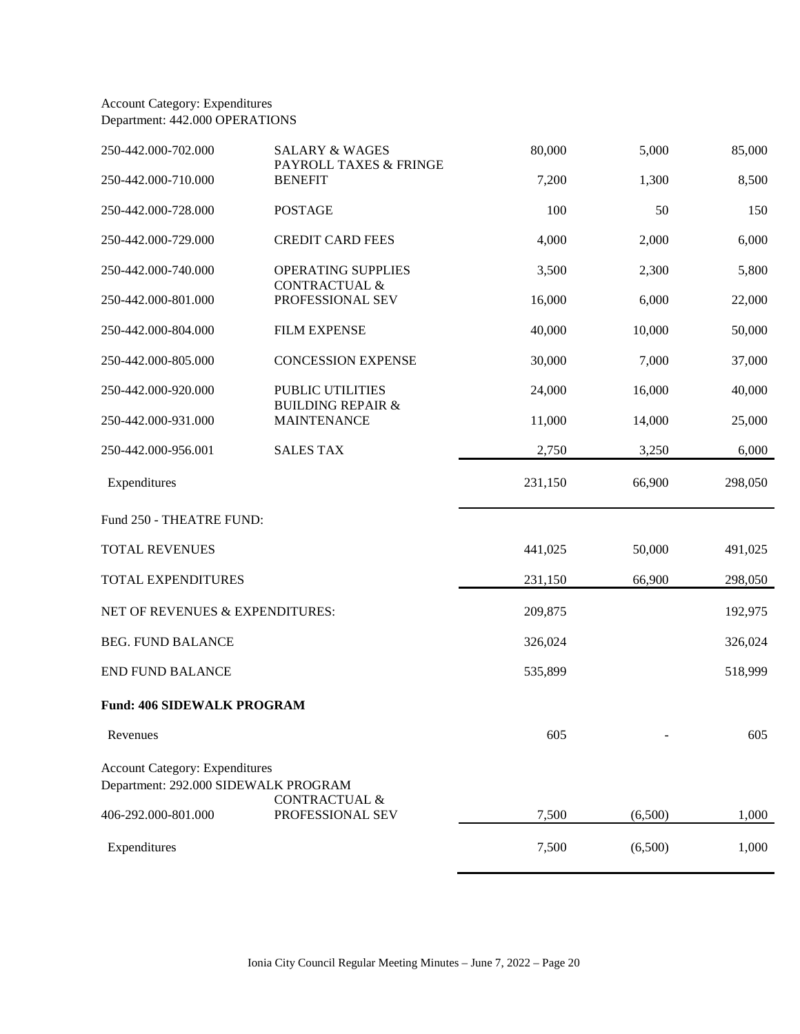Account Category: Expenditures
Department: 442.000 OPERATIONS

| | | | | |
|---|---|---|---|---|
| 250-442.000-702.000 | SALARY & WAGES | 80,000 | 5,000 | 85,000 |
| 250-442.000-710.000 | PAYROLL TAXES & FRINGE BENEFIT | 7,200 | 1,300 | 8,500 |
| 250-442.000-728.000 | POSTAGE | 100 | 50 | 150 |
| 250-442.000-729.000 | CREDIT CARD FEES | 4,000 | 2,000 | 6,000 |
| 250-442.000-740.000 | OPERATING SUPPLIES | 3,500 | 2,300 | 5,800 |
| 250-442.000-801.000 | CONTRACTUAL & PROFESSIONAL SEV | 16,000 | 6,000 | 22,000 |
| 250-442.000-804.000 | FILM EXPENSE | 40,000 | 10,000 | 50,000 |
| 250-442.000-805.000 | CONCESSION EXPENSE | 30,000 | 7,000 | 37,000 |
| 250-442.000-920.000 | PUBLIC UTILITIES | 24,000 | 16,000 | 40,000 |
| 250-442.000-931.000 | BUILDING REPAIR & MAINTENANCE | 11,000 | 14,000 | 25,000 |
| 250-442.000-956.001 | SALES TAX | 2,750 | 3,250 | 6,000 |
| Expenditures | | 231,150 | 66,900 | 298,050 |

Fund 250 - THEATRE FUND:

| | | | |
|---|---|---|---|
| TOTAL REVENUES | 441,025 | 50,000 | 491,025 |
| TOTAL EXPENDITURES | 231,150 | 66,900 | 298,050 |
| NET OF REVENUES & EXPENDITURES: | 209,875 | | 192,975 |
| BEG. FUND BALANCE | 326,024 | | 326,024 |
| END FUND BALANCE | 535,899 | | 518,999 |

**Fund: 406 SIDEWALK PROGRAM**

| | | | |
|---|---|---|---|
| Revenues | 605 | - | 605 |

Account Category: Expenditures
Department: 292.000 SIDEWALK PROGRAM

| | | | | |
|---|---|---|---|---|
| 406-292.000-801.000 | CONTRACTUAL & PROFESSIONAL SEV | 7,500 | (6,500) | 1,000 |
| Expenditures | | 7,500 | (6,500) | 1,000 |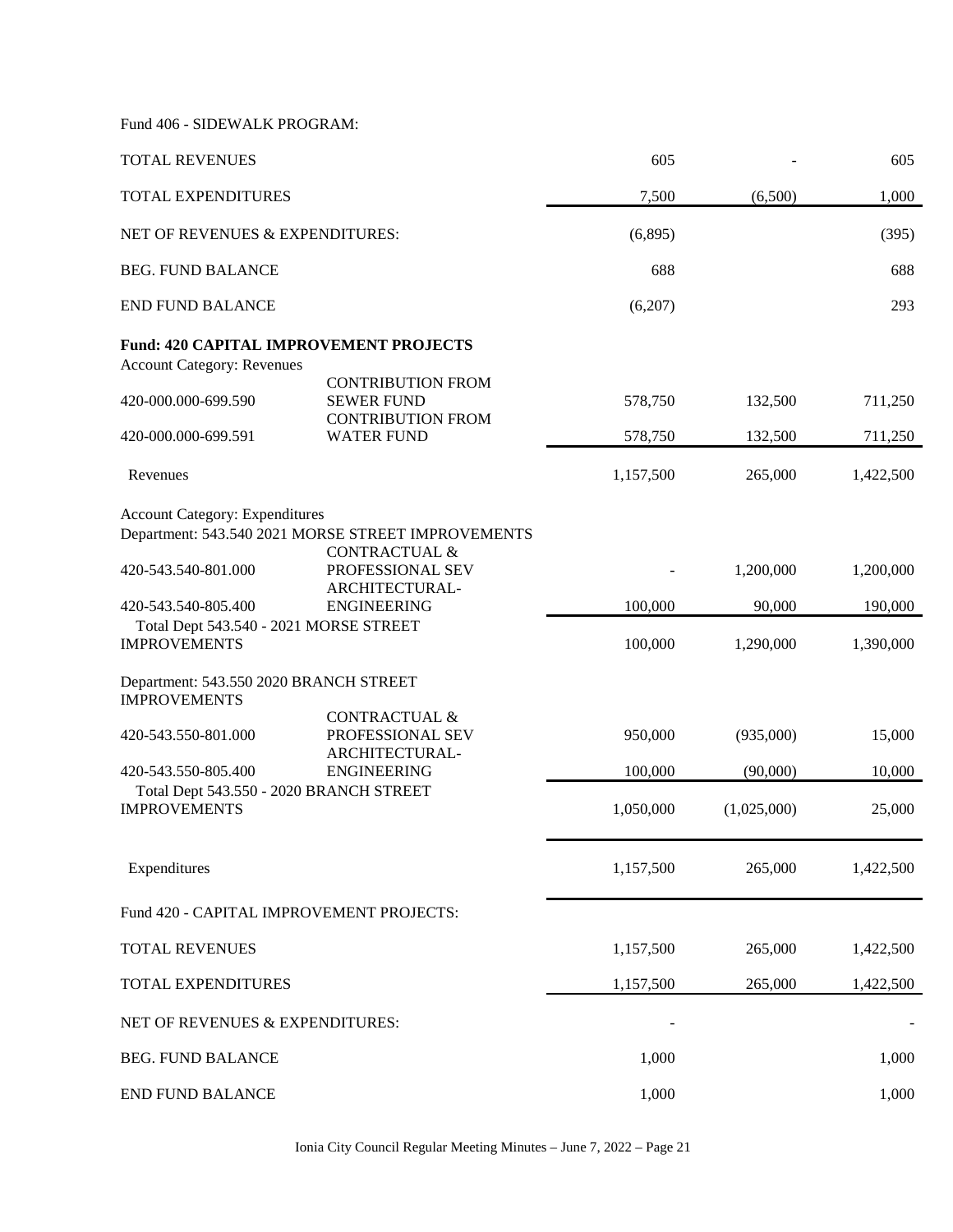Fund 406 - SIDEWALK PROGRAM:

| | | | | |
|---|---|---|---|---|
| TOTAL REVENUES | | 605 | - | 605 |
| TOTAL EXPENDITURES | | 7,500 | (6,500) | 1,000 |
| NET OF REVENUES & EXPENDITURES: | | (6,895) | | (395) |
| BEG. FUND BALANCE | | 688 | | 688 |
| END FUND BALANCE | | (6,207) | | 293 |

**Fund: 420 CAPITAL IMPROVEMENT PROJECTS**

| | | | | |
|---|---|---|---|---|
| Account Category: Revenues | | | | |
| 420-000.000-699.590 | CONTRIBUTION FROM SEWER FUND | 578,750 | 132,500 | 711,250 |
| 420-000.000-699.591 | CONTRIBUTION FROM WATER FUND | 578,750 | 132,500 | 711,250 |
| Revenues | | 1,157,500 | 265,000 | 1,422,500 |
| Account Category: Expenditures | | | | |
| Department: 543.540 2021 MORSE STREET IMPROVEMENTS | | | | |
| 420-543.540-801.000 | CONTRACTUAL & PROFESSIONAL SEV | - | 1,200,000 | 1,200,000 |
| 420-543.540-805.400 | ARCHITECTURAL-ENGINEERING | 100,000 | 90,000 | 190,000 |
| Total Dept 543.540 - 2021 MORSE STREET IMPROVEMENTS | | 100,000 | 1,290,000 | 1,390,000 |
| Department: 543.550 2020 BRANCH STREET IMPROVEMENTS | | | | |
| 420-543.550-801.000 | CONTRACTUAL & PROFESSIONAL SEV | 950,000 | (935,000) | 15,000 |
| 420-543.550-805.400 | ARCHITECTURAL-ENGINEERING | 100,000 | (90,000) | 10,000 |
| Total Dept 543.550 - 2020 BRANCH STREET IMPROVEMENTS | | 1,050,000 | (1,025,000) | 25,000 |
| Expenditures | | 1,157,500 | 265,000 | 1,422,500 |

Fund 420 - CAPITAL IMPROVEMENT PROJECTS:

| | | | | |
|---|---|---|---|---|
| TOTAL REVENUES | | 1,157,500 | 265,000 | 1,422,500 |
| TOTAL EXPENDITURES | | 1,157,500 | 265,000 | 1,422,500 |
| NET OF REVENUES & EXPENDITURES: | | - | | - |
| BEG. FUND BALANCE | | 1,000 | | 1,000 |
| END FUND BALANCE | | 1,000 | | 1,000 |

Ionia City Council Regular Meeting Minutes – June 7, 2022 – Page 21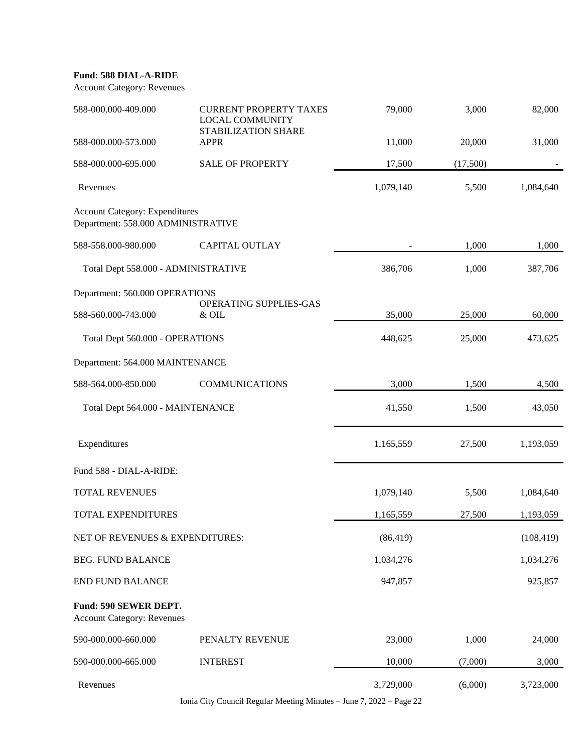**Fund: 588 DIAL-A-RIDE**

Account Category: Revenues

| | | | | |
|---|---|---|---|---|
| 588-000.000-409.000 | CURRENT PROPERTY TAXES | 79,000 | 3,000 | 82,000 |
| 588-000.000-573.000 | LOCAL COMMUNITY STABILIZATION SHARE APPR | 11,000 | 20,000 | 31,000 |
| 588-000.000-695.000 | SALE OF PROPERTY | 17,500 | (17,500) | - |
| Revenues | | 1,079,140 | 5,500 | 1,084,640 |

Account Category: Expenditures
Department: 558.000 ADMINISTRATIVE

| | | | | |
|---|---|---|---|---|
| 588-558.000-980.000 | CAPITAL OUTLAY | - | 1,000 | 1,000 |
| Total Dept 558.000 - ADMINISTRATIVE | | 386,706 | 1,000 | 387,706 |

Department: 560.000 OPERATIONS

| | | | | |
|---|---|---|---|---|
| 588-560.000-743.000 | OPERATING SUPPLIES-GAS & OIL | 35,000 | 25,000 | 60,000 |
| Total Dept 560.000 - OPERATIONS | | 448,625 | 25,000 | 473,625 |

Department: 564.000 MAINTENANCE

| | | | | |
|---|---|---|---|---|
| 588-564.000-850.000 | COMMUNICATIONS | 3,000 | 1,500 | 4,500 |
| Total Dept 564.000 - MAINTENANCE | | 41,550 | 1,500 | 43,050 |
| Expenditures | | 1,165,559 | 27,500 | 1,193,059 |

Fund 588 - DIAL-A-RIDE:

| | | | |
|---|---|---|---|
| TOTAL REVENUES | 1,079,140 | 5,500 | 1,084,640 |
| TOTAL EXPENDITURES | 1,165,559 | 27,500 | 1,193,059 |
| NET OF REVENUES & EXPENDITURES: | (86,419) | | (108,419) |
| BEG. FUND BALANCE | 1,034,276 | | 1,034,276 |
| END FUND BALANCE | 947,857 | | 925,857 |

**Fund: 590 SEWER DEPT.**

Account Category: Revenues

| | | | | |
|---|---|---|---|---|
| 590-000.000-660.000 | PENALTY REVENUE | 23,000 | 1,000 | 24,000 |
| 590-000.000-665.000 | INTEREST | 10,000 | (7,000) | 3,000 |
| Revenues | | 3,729,000 | (6,000) | 3,723,000 |

Ionia City Council Regular Meeting Minutes – June 7, 2022 – Page 22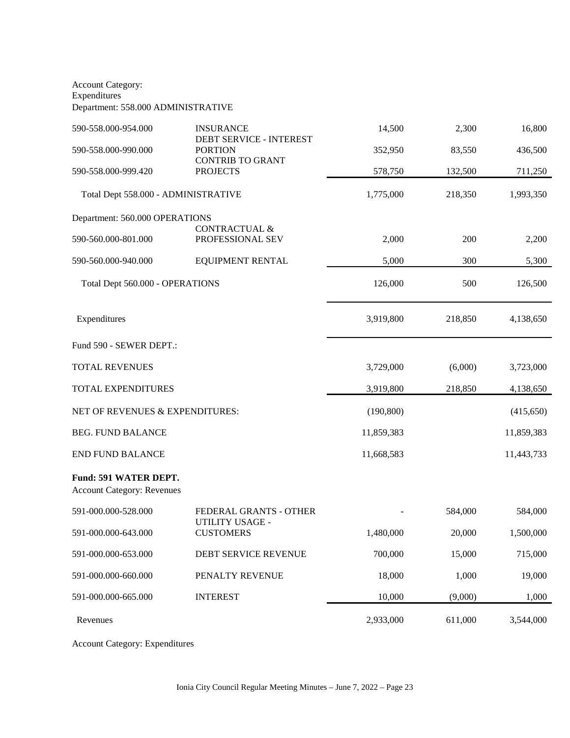Account Category:
Expenditures
Department: 558.000 ADMINISTRATIVE

| | | | | |
|---|---|---|---|---|
| 590-558.000-954.000 | INSURANCE | 14,500 | 2,300 | 16,800 |
| 590-558.000-990.000 | DEBT SERVICE - INTEREST PORTION | 352,950 | 83,550 | 436,500 |
| 590-558.000-999.420 | CONTRIB TO GRANT PROJECTS | 578,750 | 132,500 | 711,250 |
| Total Dept 558.000 - ADMINISTRATIVE | | 1,775,000 | 218,350 | 1,993,350 |
| Department: 560.000 OPERATIONS | | | | |
| 590-560.000-801.000 | CONTRACTUAL & PROFESSIONAL SEV | 2,000 | 200 | 2,200 |
| 590-560.000-940.000 | EQUIPMENT RENTAL | 5,000 | 300 | 5,300 |
| Total Dept 560.000 - OPERATIONS | | 126,000 | 500 | 126,500 |
| Expenditures | | 3,919,800 | 218,850 | 4,138,650 |
| Fund 590 - SEWER DEPT.: | | | | |
| TOTAL REVENUES | | 3,729,000 | (6,000) | 3,723,000 |
| TOTAL EXPENDITURES | | 3,919,800 | 218,850 | 4,138,650 |
| NET OF REVENUES & EXPENDITURES: | | (190,800) | | (415,650) |
| BEG. FUND BALANCE | | 11,859,383 | | 11,859,383 |
| END FUND BALANCE | | 11,668,583 | | 11,443,733 |

**Fund: 591 WATER DEPT.**
Account Category: Revenues

| | | | | |
|---|---|---|---|---|
| 591-000.000-528.000 | FEDERAL GRANTS - OTHER | - | 584,000 | 584,000 |
| 591-000.000-643.000 | UTILITY USAGE - CUSTOMERS | 1,480,000 | 20,000 | 1,500,000 |
| 591-000.000-653.000 | DEBT SERVICE REVENUE | 700,000 | 15,000 | 715,000 |
| 591-000.000-660.000 | PENALTY REVENUE | 18,000 | 1,000 | 19,000 |
| 591-000.000-665.000 | INTEREST | 10,000 | (9,000) | 1,000 |
| Revenues | | 2,933,000 | 611,000 | 3,544,000 |

Account Category: Expenditures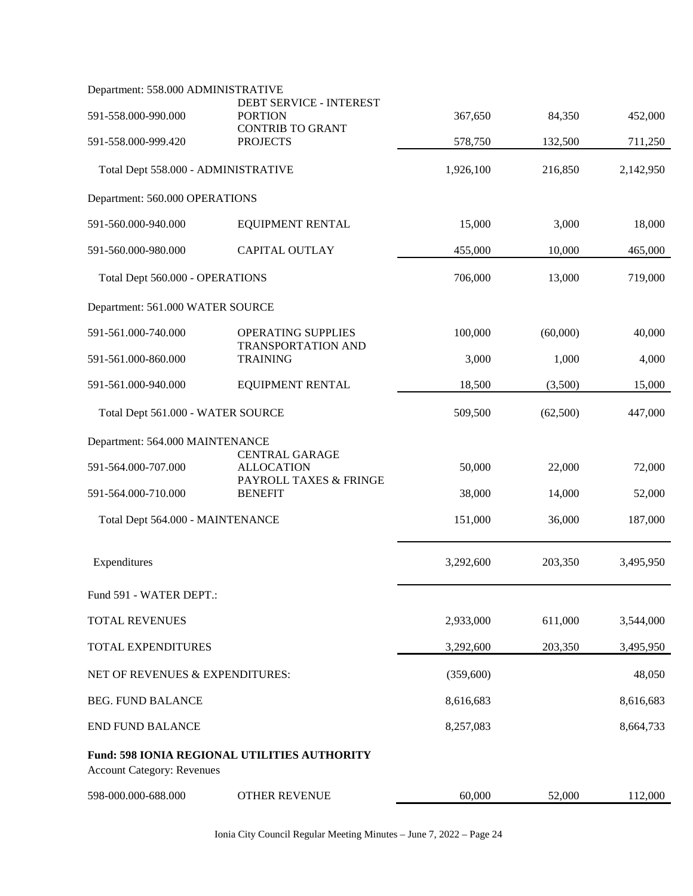| Account | Description | | | |
|---|---|---|---|---|
| Department: 558.000 ADMINISTRATIVE | | | | |
| 591-558.000-990.000 | DEBT SERVICE - INTEREST PORTION | 367,650 | 84,350 | 452,000 |
| 591-558.000-999.420 | CONTRIB TO GRANT PROJECTS | 578,750 | 132,500 | 711,250 |
| Total Dept 558.000 - ADMINISTRATIVE | | 1,926,100 | 216,850 | 2,142,950 |
| Department: 560.000 OPERATIONS | | | | |
| 591-560.000-940.000 | EQUIPMENT RENTAL | 15,000 | 3,000 | 18,000 |
| 591-560.000-980.000 | CAPITAL OUTLAY | 455,000 | 10,000 | 465,000 |
| Total Dept 560.000 - OPERATIONS | | 706,000 | 13,000 | 719,000 |
| Department: 561.000 WATER SOURCE | | | | |
| 591-561.000-740.000 | OPERATING SUPPLIES | 100,000 | (60,000) | 40,000 |
| 591-561.000-860.000 | TRANSPORTATION AND TRAINING | 3,000 | 1,000 | 4,000 |
| 591-561.000-940.000 | EQUIPMENT RENTAL | 18,500 | (3,500) | 15,000 |
| Total Dept 561.000 - WATER SOURCE | | 509,500 | (62,500) | 447,000 |
| Department: 564.000 MAINTENANCE | | | | |
| 591-564.000-707.000 | CENTRAL GARAGE ALLOCATION | 50,000 | 22,000 | 72,000 |
| 591-564.000-710.000 | PAYROLL TAXES & FRINGE BENEFIT | 38,000 | 14,000 | 52,000 |
| Total Dept 564.000 - MAINTENANCE | | 151,000 | 36,000 | 187,000 |
| Expenditures | | 3,292,600 | 203,350 | 3,495,950 |
| Fund 591 - WATER DEPT.: | | | | |
| TOTAL REVENUES | | 2,933,000 | 611,000 | 3,544,000 |
| TOTAL EXPENDITURES | | 3,292,600 | 203,350 | 3,495,950 |
| NET OF REVENUES & EXPENDITURES: | | (359,600) | | 48,050 |
| BEG. FUND BALANCE | | 8,616,683 | | 8,616,683 |
| END FUND BALANCE | | 8,257,083 | | 8,664,733 |

**Fund: 598 IONIA REGIONAL UTILITIES AUTHORITY**

Account Category: Revenues

| Account | Description | | | |
|---|---|---|---|---|
| 598-000.000-688.000 | OTHER REVENUE | 60,000 | 52,000 | 112,000 |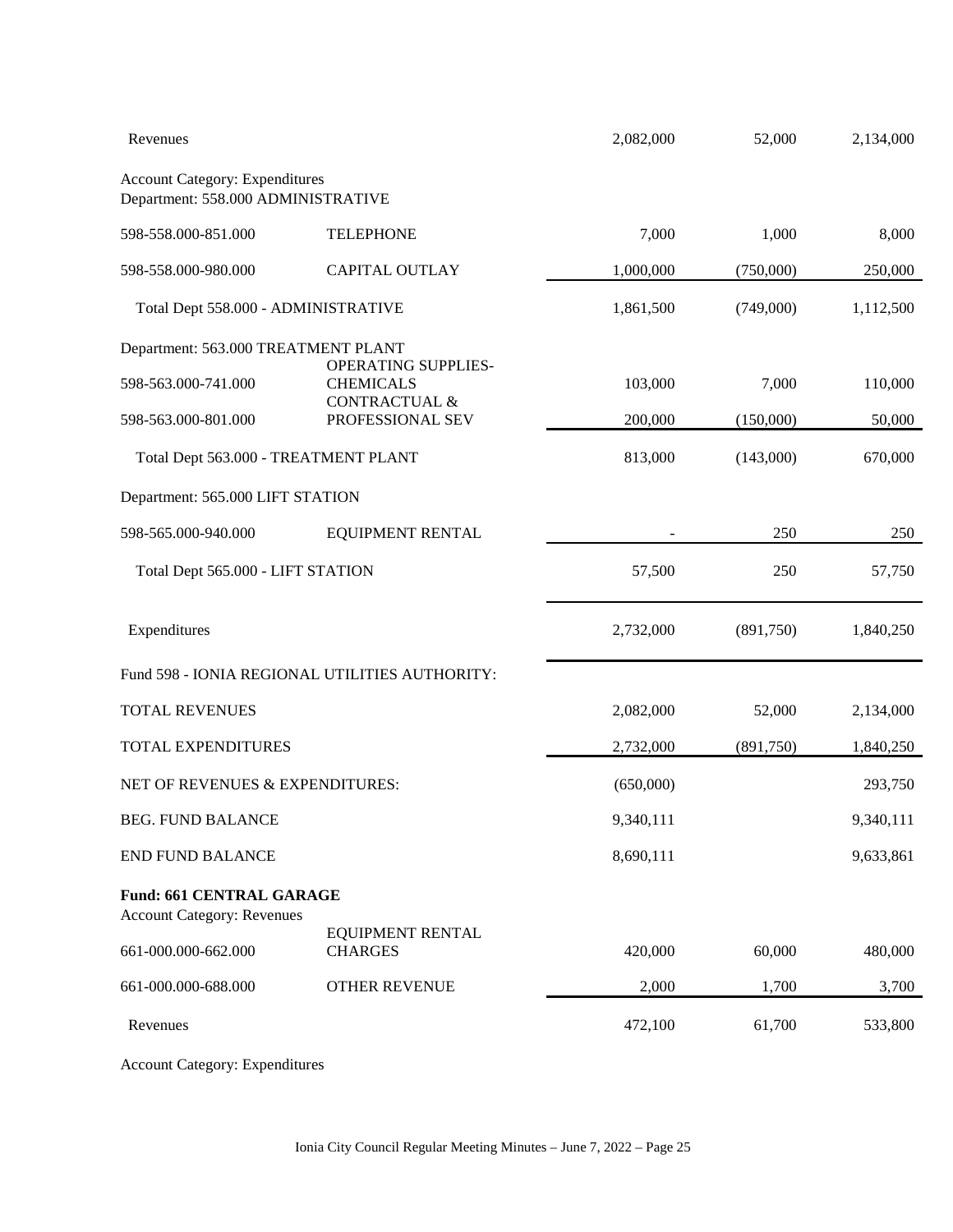| | | | | |
|---|---|---|---|---|
| Revenues | | 2,082,000 | 52,000 | 2,134,000 |
| Account Category: Expenditures<br>Department: 558.000 ADMINISTRATIVE | | | | |
| 598-558.000-851.000 | TELEPHONE | 7,000 | 1,000 | 8,000 |
| 598-558.000-980.000 | CAPITAL OUTLAY | 1,000,000 | (750,000) | 250,000 |
| Total Dept 558.000 - ADMINISTRATIVE | | 1,861,500 | (749,000) | 1,112,500 |
| Department: 563.000 TREATMENT PLANT | | | | |
| 598-563.000-741.000 | OPERATING SUPPLIES-CHEMICALS | 103,000 | 7,000 | 110,000 |
| 598-563.000-801.000 | CONTRACTUAL & PROFESSIONAL SEV | 200,000 | (150,000) | 50,000 |
| Total Dept 563.000 - TREATMENT PLANT | | 813,000 | (143,000) | 670,000 |
| Department: 565.000 LIFT STATION | | | | |
| 598-565.000-940.000 | EQUIPMENT RENTAL | - | 250 | 250 |
| Total Dept 565.000 - LIFT STATION | | 57,500 | 250 | 57,750 |
| Expenditures | | 2,732,000 | (891,750) | 1,840,250 |
| Fund 598 - IONIA REGIONAL UTILITIES AUTHORITY: | | | | |
| TOTAL REVENUES | | 2,082,000 | 52,000 | 2,134,000 |
| TOTAL EXPENDITURES | | 2,732,000 | (891,750) | 1,840,250 |
| NET OF REVENUES & EXPENDITURES: | | (650,000) | | 293,750 |
| BEG. FUND BALANCE | | 9,340,111 | | 9,340,111 |
| END FUND BALANCE | | 8,690,111 | | 9,633,861 |
| **Fund: 661 CENTRAL GARAGE**<br>Account Category: Revenues | | | | |
| 661-000.000-662.000 | EQUIPMENT RENTAL CHARGES | 420,000 | 60,000 | 480,000 |
| 661-000.000-688.000 | OTHER REVENUE | 2,000 | 1,700 | 3,700 |
| Revenues | | 472,100 | 61,700 | 533,800 |
| Account Category: Expenditures | | | | |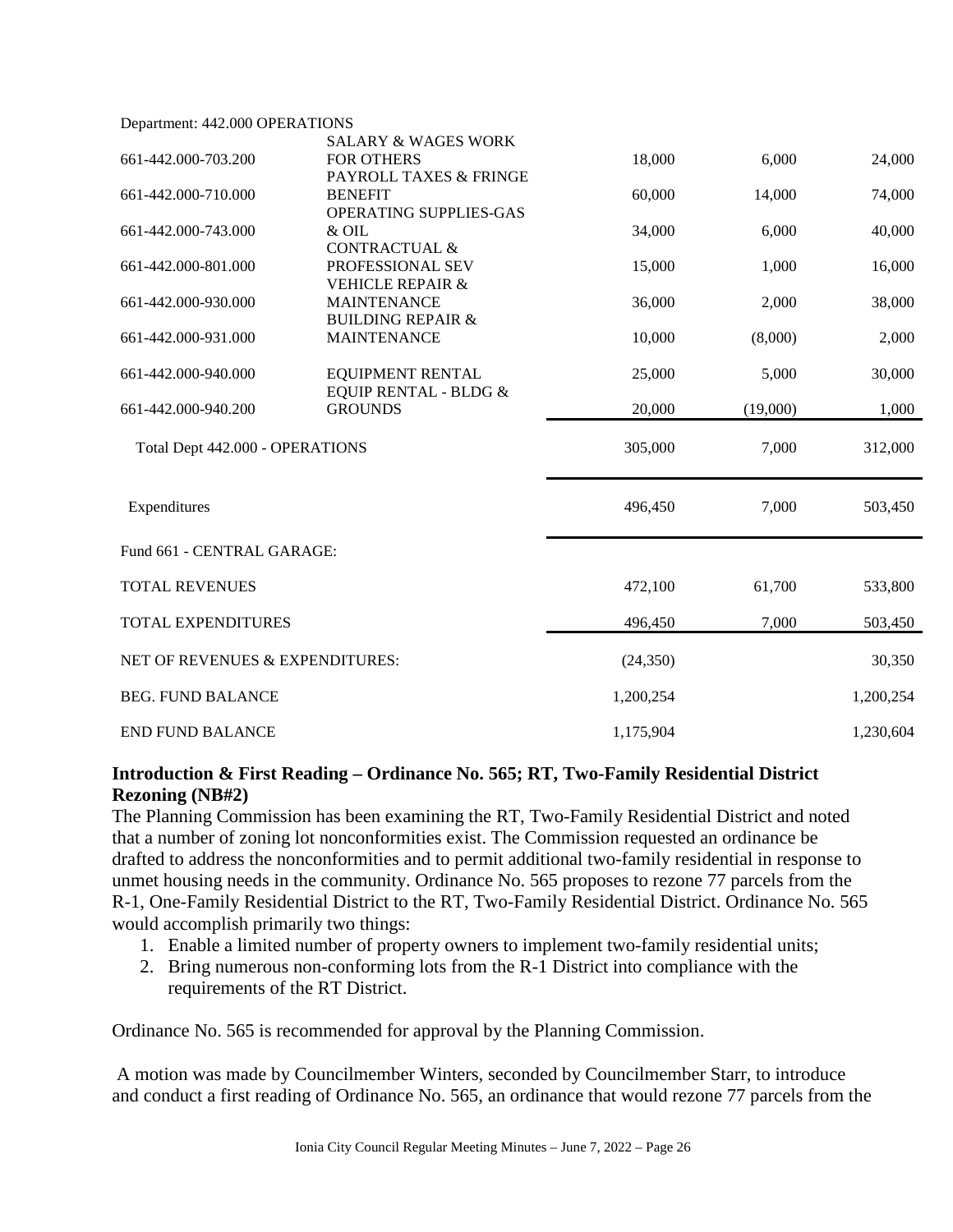| Department: 442.000 OPERATIONS | | | | |
|---|---|---|---|---|
| 661-442.000-703.200 | SALARY & WAGES WORK FOR OTHERS | 18,000 | 6,000 | 24,000 |
| 661-442.000-710.000 | PAYROLL TAXES & FRINGE BENEFIT | 60,000 | 14,000 | 74,000 |
| 661-442.000-743.000 | OPERATING SUPPLIES-GAS & OIL | 34,000 | 6,000 | 40,000 |
| 661-442.000-801.000 | CONTRACTUAL & PROFESSIONAL SEV | 15,000 | 1,000 | 16,000 |
| 661-442.000-930.000 | VEHICLE REPAIR & MAINTENANCE | 36,000 | 2,000 | 38,000 |
| 661-442.000-931.000 | BUILDING REPAIR & MAINTENANCE | 10,000 | (8,000) | 2,000 |
| 661-442.000-940.000 | EQUIPMENT RENTAL | 25,000 | 5,000 | 30,000 |
| 661-442.000-940.200 | EQUIP RENTAL - BLDG & GROUNDS | 20,000 | (19,000) | 1,000 |
| Total Dept 442.000 - OPERATIONS | | 305,000 | 7,000 | 312,000 |
| Expenditures | | 496,450 | 7,000 | 503,450 |
| Fund 661 - CENTRAL GARAGE: | | | | |
| TOTAL REVENUES | | 472,100 | 61,700 | 533,800 |
| TOTAL EXPENDITURES | | 496,450 | 7,000 | 503,450 |
| NET OF REVENUES & EXPENDITURES: | | (24,350) | | 30,350 |
| BEG. FUND BALANCE | | 1,200,254 | | 1,200,254 |
| END FUND BALANCE | | 1,175,904 | | 1,230,604 |

**Introduction & First Reading – Ordinance No. 565; RT, Two-Family Residential District Rezoning (NB#2)**

The Planning Commission has been examining the RT, Two-Family Residential District and noted that a number of zoning lot nonconformities exist. The Commission requested an ordinance be drafted to address the nonconformities and to permit additional two-family residential in response to unmet housing needs in the community. Ordinance No. 565 proposes to rezone 77 parcels from the R-1, One-Family Residential District to the RT, Two-Family Residential District. Ordinance No. 565 would accomplish primarily two things:

1. Enable a limited number of property owners to implement two-family residential units;
2. Bring numerous non-conforming lots from the R-1 District into compliance with the requirements of the RT District.

Ordinance No. 565 is recommended for approval by the Planning Commission.

A motion was made by Councilmember Winters, seconded by Councilmember Starr, to introduce and conduct a first reading of Ordinance No. 565, an ordinance that would rezone 77 parcels from the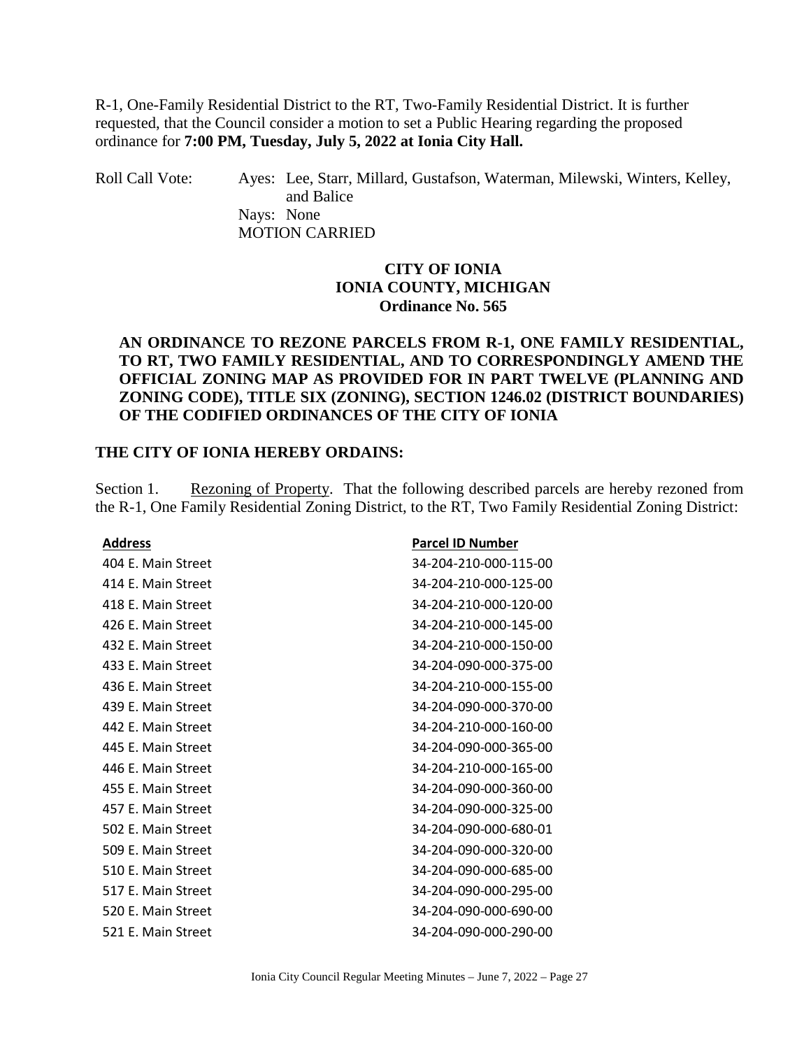R-1, One-Family Residential District to the RT, Two-Family Residential District. It is further requested, that the Council consider a motion to set a Public Hearing regarding the proposed ordinance for **7:00 PM, Tuesday, July 5, 2022 at Ionia City Hall.**

Roll Call Vote: Ayes: Lee, Starr, Millard, Gustafson, Waterman, Milewski, Winters, Kelley, and Balice
Nays: None
MOTION CARRIED

**CITY OF IONIA**
**IONIA COUNTY, MICHIGAN**
**Ordinance No. 565**

**AN ORDINANCE TO REZONE PARCELS FROM R-1, ONE FAMILY RESIDENTIAL, TO RT, TWO FAMILY RESIDENTIAL, AND TO CORRESPONDINGLY AMEND THE OFFICIAL ZONING MAP AS PROVIDED FOR IN PART TWELVE (PLANNING AND ZONING CODE), TITLE SIX (ZONING), SECTION 1246.02 (DISTRICT BOUNDARIES) OF THE CODIFIED ORDINANCES OF THE CITY OF IONIA**

**THE CITY OF IONIA HEREBY ORDAINS:**

Section 1. Rezoning of Property. That the following described parcels are hereby rezoned from the R-1, One Family Residential Zoning District, to the RT, Two Family Residential Zoning District:

| Address | Parcel ID Number |
|---|---|
| 404 E. Main Street | 34-204-210-000-115-00 |
| 414 E. Main Street | 34-204-210-000-125-00 |
| 418 E. Main Street | 34-204-210-000-120-00 |
| 426 E. Main Street | 34-204-210-000-145-00 |
| 432 E. Main Street | 34-204-210-000-150-00 |
| 433 E. Main Street | 34-204-090-000-375-00 |
| 436 E. Main Street | 34-204-210-000-155-00 |
| 439 E. Main Street | 34-204-090-000-370-00 |
| 442 E. Main Street | 34-204-210-000-160-00 |
| 445 E. Main Street | 34-204-090-000-365-00 |
| 446 E. Main Street | 34-204-210-000-165-00 |
| 455 E. Main Street | 34-204-090-000-360-00 |
| 457 E. Main Street | 34-204-090-000-325-00 |
| 502 E. Main Street | 34-204-090-000-680-01 |
| 509 E. Main Street | 34-204-090-000-320-00 |
| 510 E. Main Street | 34-204-090-000-685-00 |
| 517 E. Main Street | 34-204-090-000-295-00 |
| 520 E. Main Street | 34-204-090-000-690-00 |
| 521 E. Main Street | 34-204-090-000-290-00 |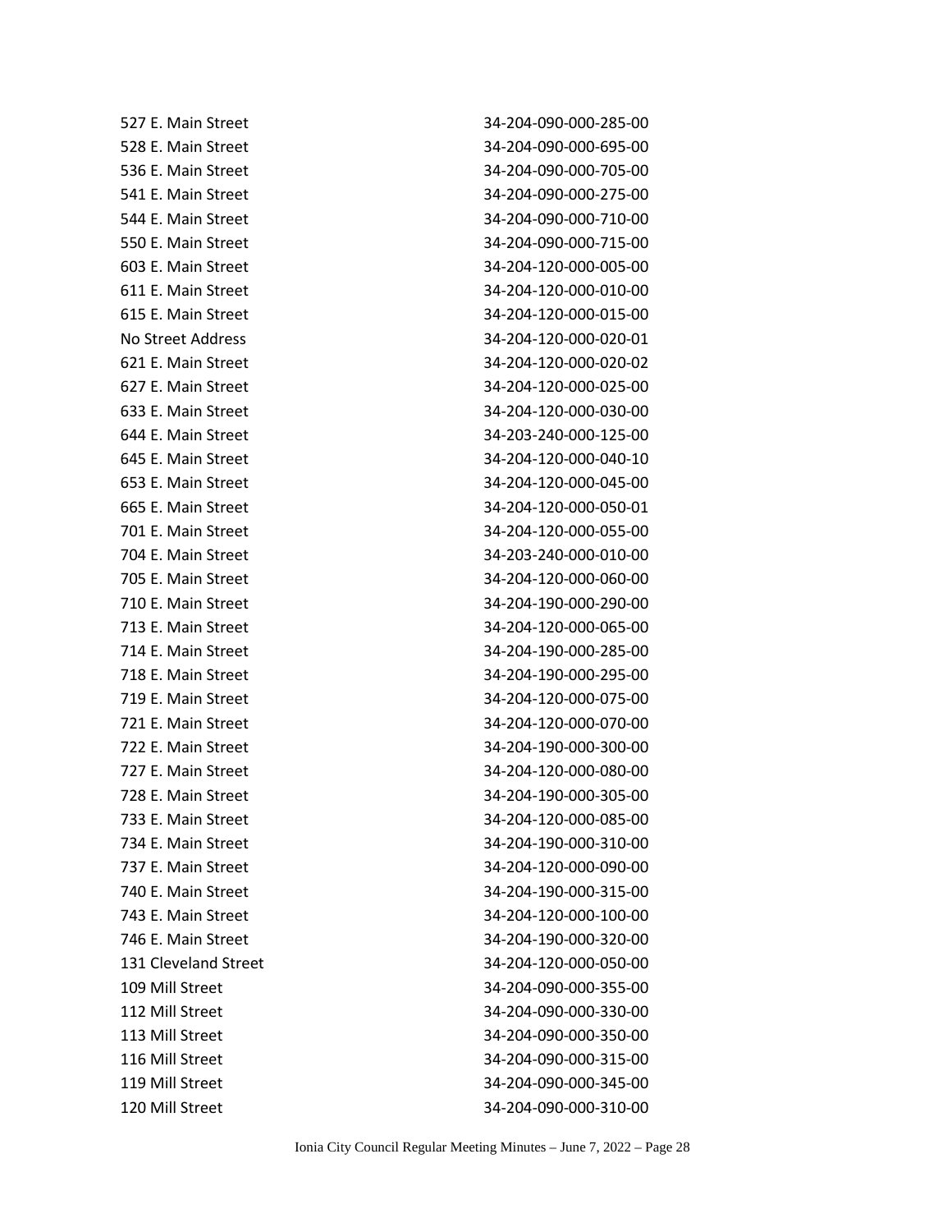| | |
|---|---|
| 527 E. Main Street | 34-204-090-000-285-00 |
| 528 E. Main Street | 34-204-090-000-695-00 |
| 536 E. Main Street | 34-204-090-000-705-00 |
| 541 E. Main Street | 34-204-090-000-275-00 |
| 544 E. Main Street | 34-204-090-000-710-00 |
| 550 E. Main Street | 34-204-090-000-715-00 |
| 603 E. Main Street | 34-204-120-000-005-00 |
| 611 E. Main Street | 34-204-120-000-010-00 |
| 615 E. Main Street | 34-204-120-000-015-00 |
| No Street Address | 34-204-120-000-020-01 |
| 621 E. Main Street | 34-204-120-000-020-02 |
| 627 E. Main Street | 34-204-120-000-025-00 |
| 633 E. Main Street | 34-204-120-000-030-00 |
| 644 E. Main Street | 34-203-240-000-125-00 |
| 645 E. Main Street | 34-204-120-000-040-10 |
| 653 E. Main Street | 34-204-120-000-045-00 |
| 665 E. Main Street | 34-204-120-000-050-01 |
| 701 E. Main Street | 34-204-120-000-055-00 |
| 704 E. Main Street | 34-203-240-000-010-00 |
| 705 E. Main Street | 34-204-120-000-060-00 |
| 710 E. Main Street | 34-204-190-000-290-00 |
| 713 E. Main Street | 34-204-120-000-065-00 |
| 714 E. Main Street | 34-204-190-000-285-00 |
| 718 E. Main Street | 34-204-190-000-295-00 |
| 719 E. Main Street | 34-204-120-000-075-00 |
| 721 E. Main Street | 34-204-120-000-070-00 |
| 722 E. Main Street | 34-204-190-000-300-00 |
| 727 E. Main Street | 34-204-120-000-080-00 |
| 728 E. Main Street | 34-204-190-000-305-00 |
| 733 E. Main Street | 34-204-120-000-085-00 |
| 734 E. Main Street | 34-204-190-000-310-00 |
| 737 E. Main Street | 34-204-120-000-090-00 |
| 740 E. Main Street | 34-204-190-000-315-00 |
| 743 E. Main Street | 34-204-120-000-100-00 |
| 746 E. Main Street | 34-204-190-000-320-00 |
| 131 Cleveland Street | 34-204-120-000-050-00 |
| 109 Mill Street | 34-204-090-000-355-00 |
| 112 Mill Street | 34-204-090-000-330-00 |
| 113 Mill Street | 34-204-090-000-350-00 |
| 116 Mill Street | 34-204-090-000-315-00 |
| 119 Mill Street | 34-204-090-000-345-00 |
| 120 Mill Street | 34-204-090-000-310-00 |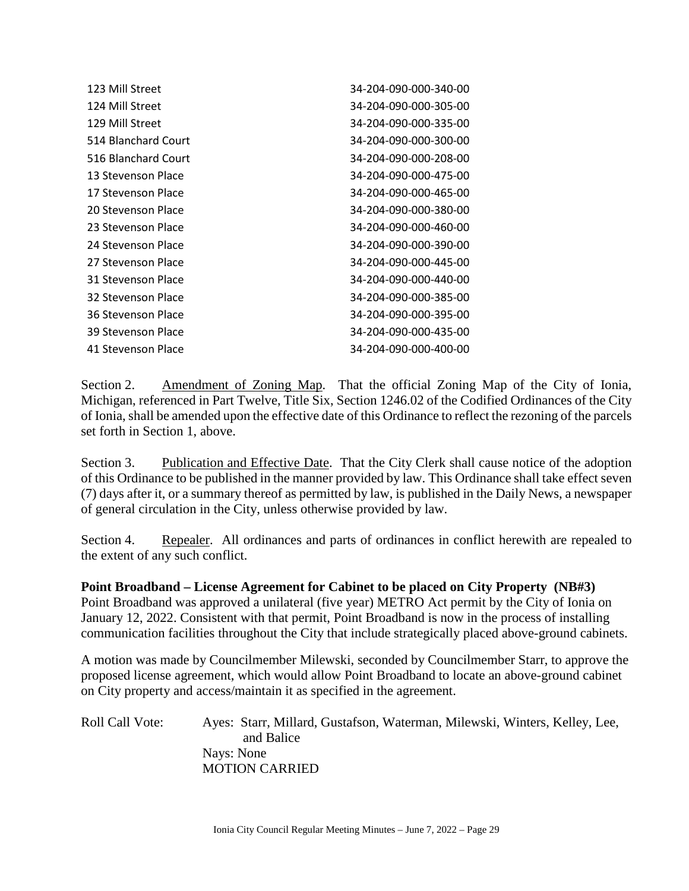| | |
|---|---|
| 123 Mill Street | 34-204-090-000-340-00 |
| 124 Mill Street | 34-204-090-000-305-00 |
| 129 Mill Street | 34-204-090-000-335-00 |
| 514 Blanchard Court | 34-204-090-000-300-00 |
| 516 Blanchard Court | 34-204-090-000-208-00 |
| 13 Stevenson Place | 34-204-090-000-475-00 |
| 17 Stevenson Place | 34-204-090-000-465-00 |
| 20 Stevenson Place | 34-204-090-000-380-00 |
| 23 Stevenson Place | 34-204-090-000-460-00 |
| 24 Stevenson Place | 34-204-090-000-390-00 |
| 27 Stevenson Place | 34-204-090-000-445-00 |
| 31 Stevenson Place | 34-204-090-000-440-00 |
| 32 Stevenson Place | 34-204-090-000-385-00 |
| 36 Stevenson Place | 34-204-090-000-395-00 |
| 39 Stevenson Place | 34-204-090-000-435-00 |
| 41 Stevenson Place | 34-204-090-000-400-00 |

Section 2. Amendment of Zoning Map. That the official Zoning Map of the City of Ionia, Michigan, referenced in Part Twelve, Title Six, Section 1246.02 of the Codified Ordinances of the City of Ionia, shall be amended upon the effective date of this Ordinance to reflect the rezoning of the parcels set forth in Section 1, above.

Section 3. Publication and Effective Date. That the City Clerk shall cause notice of the adoption of this Ordinance to be published in the manner provided by law. This Ordinance shall take effect seven (7) days after it, or a summary thereof as permitted by law, is published in the Daily News, a newspaper of general circulation in the City, unless otherwise provided by law.

Section 4. Repealer. All ordinances and parts of ordinances in conflict herewith are repealed to the extent of any such conflict.

**Point Broadband – License Agreement for Cabinet to be placed on City Property (NB#3)**

Point Broadband was approved a unilateral (five year) METRO Act permit by the City of Ionia on January 12, 2022. Consistent with that permit, Point Broadband is now in the process of installing communication facilities throughout the City that include strategically placed above-ground cabinets.

A motion was made by Councilmember Milewski, seconded by Councilmember Starr, to approve the proposed license agreement, which would allow Point Broadband to locate an above-ground cabinet on City property and access/maintain it as specified in the agreement.

Roll Call Vote: Ayes: Starr, Millard, Gustafson, Waterman, Milewski, Winters, Kelley, Lee, and Balice
Nays: None
MOTION CARRIED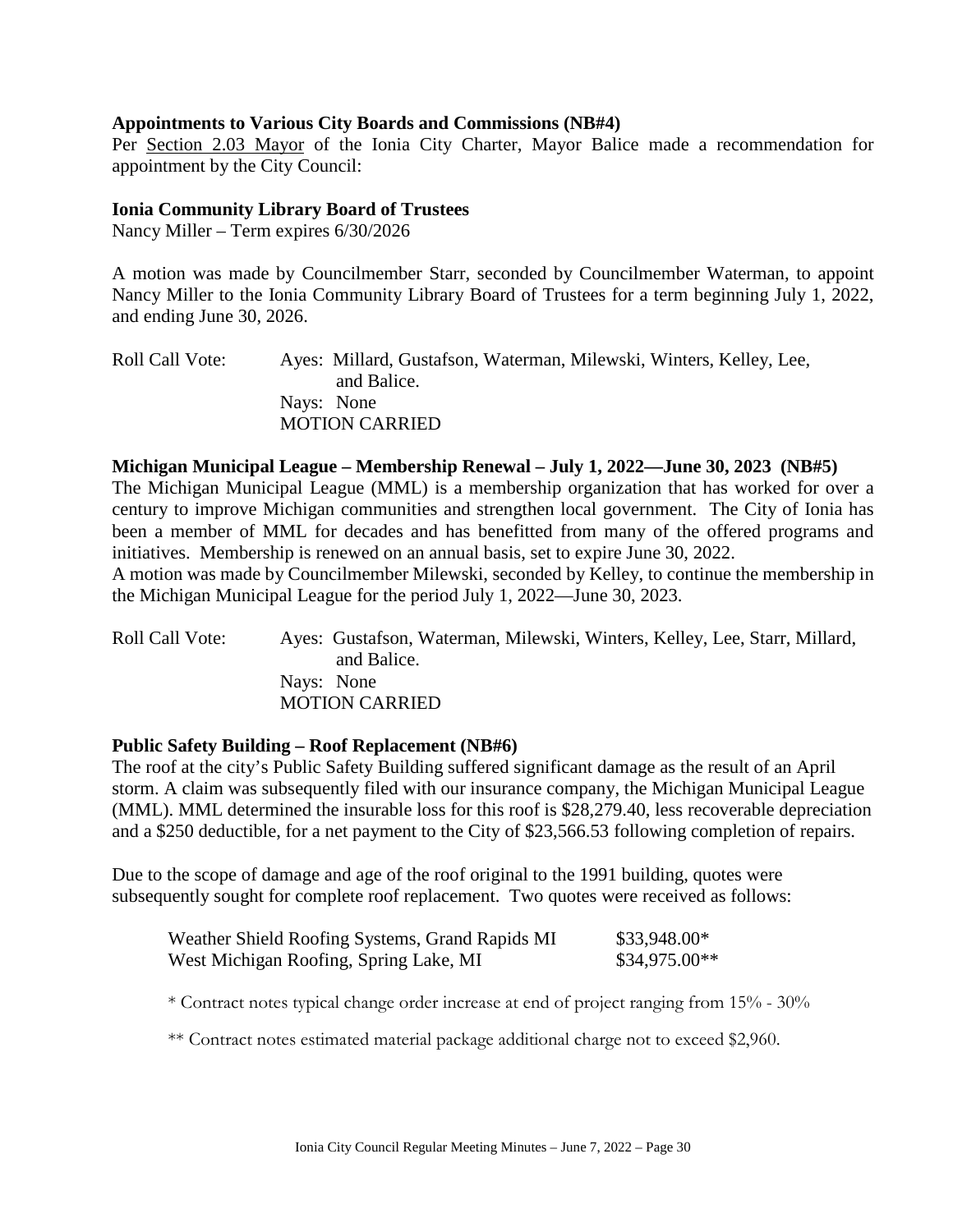**Appointments to Various City Boards and Commissions (NB#4)**

Per Section 2.03 Mayor of the Ionia City Charter, Mayor Balice made a recommendation for appointment by the City Council:

**Ionia Community Library Board of Trustees**

Nancy Miller – Term expires 6/30/2026

A motion was made by Councilmember Starr, seconded by Councilmember Waterman, to appoint Nancy Miller to the Ionia Community Library Board of Trustees for a term beginning July 1, 2022, and ending June 30, 2026.

Roll Call Vote: Ayes: Millard, Gustafson, Waterman, Milewski, Winters, Kelley, Lee, and Balice.
Nays: None
MOTION CARRIED

**Michigan Municipal League – Membership Renewal – July 1, 2022—June 30, 2023 (NB#5)**

The Michigan Municipal League (MML) is a membership organization that has worked for over a century to improve Michigan communities and strengthen local government. The City of Ionia has been a member of MML for decades and has benefitted from many of the offered programs and initiatives. Membership is renewed on an annual basis, set to expire June 30, 2022.

A motion was made by Councilmember Milewski, seconded by Kelley, to continue the membership in the Michigan Municipal League for the period July 1, 2022—June 30, 2023.

Roll Call Vote: Ayes: Gustafson, Waterman, Milewski, Winters, Kelley, Lee, Starr, Millard, and Balice.
Nays: None
MOTION CARRIED

**Public Safety Building – Roof Replacement (NB#6)**

The roof at the city's Public Safety Building suffered significant damage as the result of an April storm. A claim was subsequently filed with our insurance company, the Michigan Municipal League (MML). MML determined the insurable loss for this roof is $28,279.40, less recoverable depreciation and a $250 deductible, for a net payment to the City of $23,566.53 following completion of repairs.

Due to the scope of damage and age of the roof original to the 1991 building, quotes were subsequently sought for complete roof replacement. Two quotes were received as follows:

| | |
|---|---|
| Weather Shield Roofing Systems, Grand Rapids MI | $33,948.00* |
| West Michigan Roofing, Spring Lake, MI | $34,975.00** |

* Contract notes typical change order increase at end of project ranging from 15% - 30%

** Contract notes estimated material package additional charge not to exceed $2,960.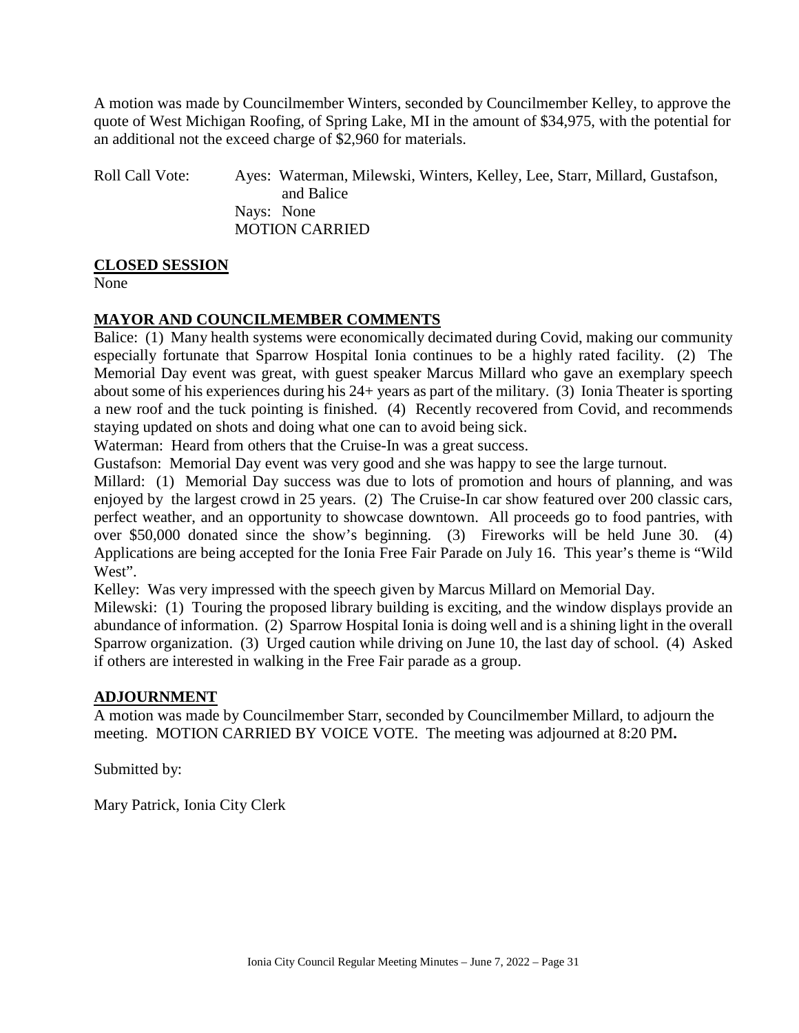A motion was made by Councilmember Winters, seconded by Councilmember Kelley, to approve the quote of West Michigan Roofing, of Spring Lake, MI in the amount of $34,975, with the potential for an additional not the exceed charge of $2,960 for materials.

Roll Call Vote: Ayes: Waterman, Milewski, Winters, Kelley, Lee, Starr, Millard, Gustafson, and Balice
Nays: None
MOTION CARRIED

## CLOSED SESSION

None

## MAYOR AND COUNCILMEMBER COMMENTS

Balice: (1) Many health systems were economically decimated during Covid, making our community especially fortunate that Sparrow Hospital Ionia continues to be a highly rated facility. (2) The Memorial Day event was great, with guest speaker Marcus Millard who gave an exemplary speech about some of his experiences during his 24+ years as part of the military. (3) Ionia Theater is sporting a new roof and the tuck pointing is finished. (4) Recently recovered from Covid, and recommends staying updated on shots and doing what one can to avoid being sick.

Waterman: Heard from others that the Cruise-In was a great success.

Gustafson: Memorial Day event was very good and she was happy to see the large turnout.

Millard: (1) Memorial Day success was due to lots of promotion and hours of planning, and was enjoyed by the largest crowd in 25 years. (2) The Cruise-In car show featured over 200 classic cars, perfect weather, and an opportunity to showcase downtown. All proceeds go to food pantries, with over $50,000 donated since the show's beginning. (3) Fireworks will be held June 30. (4) Applications are being accepted for the Ionia Free Fair Parade on July 16. This year's theme is "Wild West".

Kelley: Was very impressed with the speech given by Marcus Millard on Memorial Day.

Milewski: (1) Touring the proposed library building is exciting, and the window displays provide an abundance of information. (2) Sparrow Hospital Ionia is doing well and is a shining light in the overall Sparrow organization. (3) Urged caution while driving on June 10, the last day of school. (4) Asked if others are interested in walking in the Free Fair parade as a group.

## ADJOURNMENT

A motion was made by Councilmember Starr, seconded by Councilmember Millard, to adjourn the meeting. MOTION CARRIED BY VOICE VOTE. The meeting was adjourned at 8:20 PM**.**

Submitted by:

Mary Patrick, Ionia City Clerk